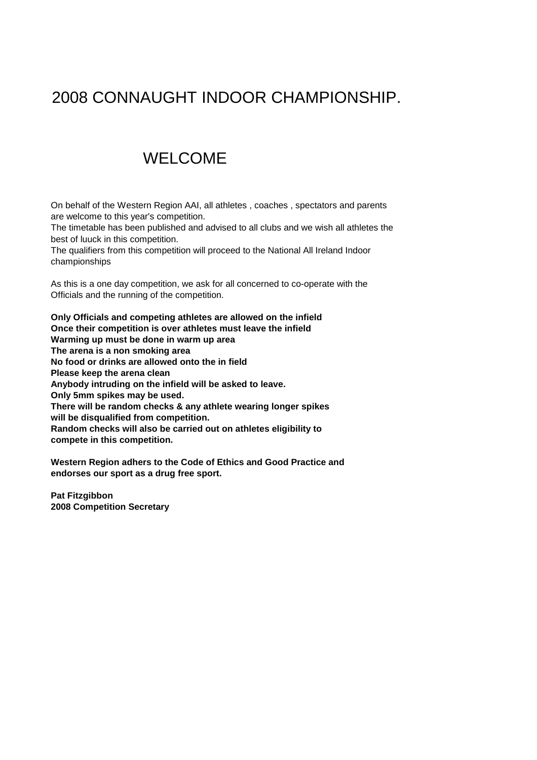# 2008 CONNAUGHT INDOOR CHAMPIONSHIP.

## WELCOME

On behalf of the Western Region AAI, all athletes , coaches , spectators and parents are welcome to this year's competition.
The timetable has been published and advised to all clubs and we wish all athletes the best of luuck in this competition.
The qualifiers from this competition will proceed to the National All Ireland Indoor championships

As this is a one day competition, we ask for all concerned to co-operate with the Officials and the running of the competition.

**Only Officials and competing athletes are allowed on the infield**
**Once their competition is over athletes must leave the infield**
**Warming up must be done in warm up area**
**The arena is a non smoking area**
**No food or drinks are allowed onto the in field**
**Please keep the arena clean**
**Anybody intruding on the infield will be asked to leave.**
**Only 5mm spikes may be used.**
**There will be random checks & any athlete wearing longer spikes will be disqualified from competition.**
**Random checks will also be carried out on athletes eligibility to compete in this competition.**

**Western Region adhers to the Code of Ethics and Good Practice and endorses our sport as a drug free sport.**

**Pat Fitzgibbon**
**2008 Competition Secretary**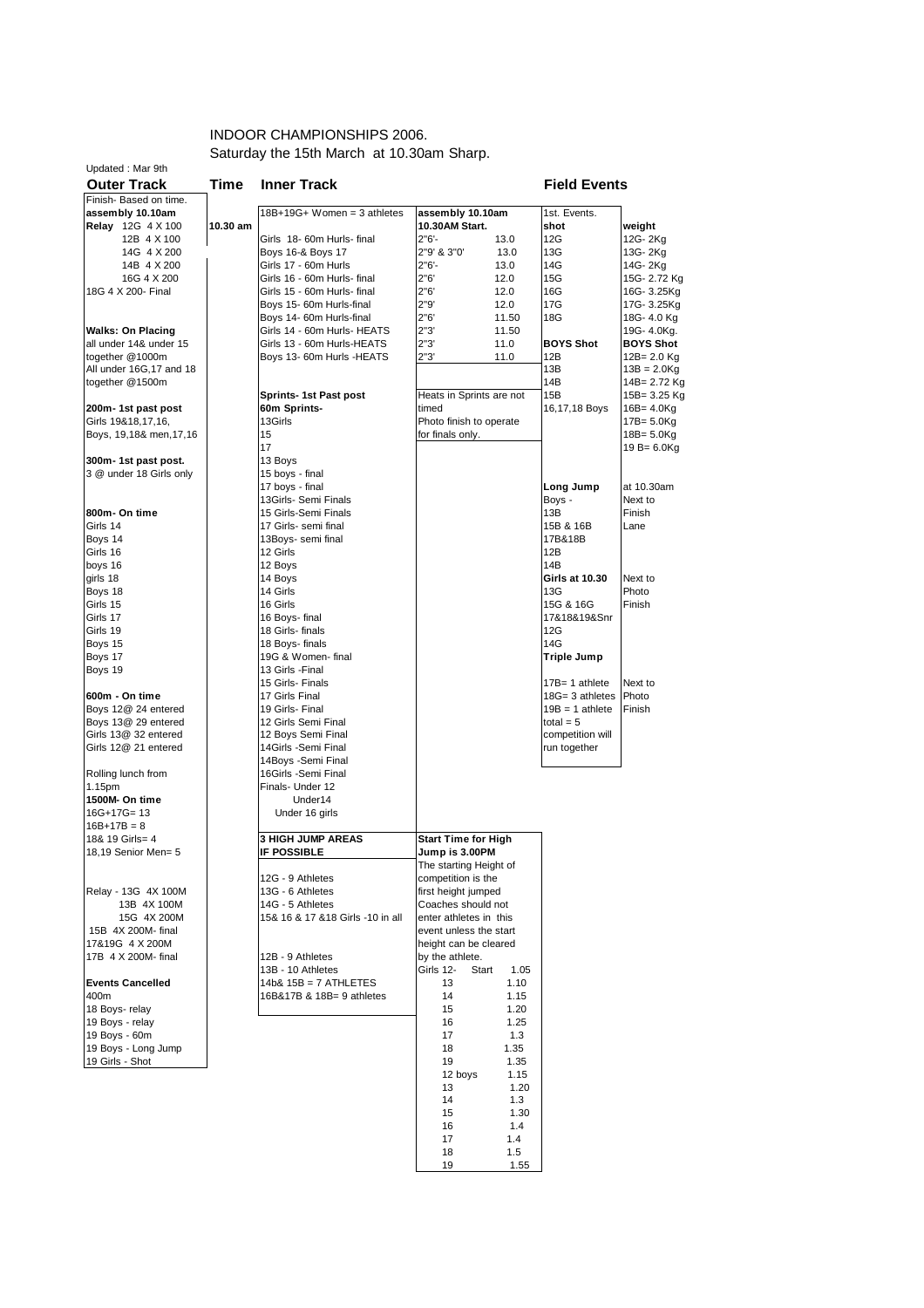# INDOOR CHAMPIONSHIPS 2006.

Saturday the 15th March at 10.30am Sharp.

Updated : Mar 9th

## Outer Track

Finish- Based on time.

**assembly 10.10am**

**Relay** 12G 4 X 100 — **10.30 am**

12B 4 X 100
14G 4 X 200
14B 4 X 200
16G 4 X 200
18G 4 X 200- Final

**Walks: On Placing**

all under 14& under 15 together @1000m
All under 16G,17 and 18 together @1500m

**200m- 1st past post**

Girls 19&18,17,16,
Boys, 19,18& men,17,16

**300m- 1st past post.**

3 @ under 18 Girls only

**800m- On time**

Girls 14
Boys 14
Girls 16
boys 16
girls 18
Boys 18
Girls 15
Girls 17
Girls 19
Boys 15
Boys 17
Boys 19

**600m - On time**

Boys 12@ 24 entered
Boys 13@ 29 entered
Girls 13@ 32 entered
Girls 12@ 21 entered

Rolling lunch from 1.15pm

**1500M- On time**

16G+17G= 13
16B+17B = 8
18& 19 Girls= 4
18,19 Senior Men= 5

Relay - 13G 4X 100M
13B 4X 100M
15G 4X 200M
15B 4X 200M- final
17&19G 4 X 200M
17B 4 X 200M- final

**Events Cancelled**

400m
18 Boys- relay
19 Boys - relay
19 Boys - 60m
19 Boys - Long Jump
19 Girls - Shot

## Inner Track

18B+19G+ Women = 3 athletes

| Event | assembly 10.10am / 10.30AM Start. | |
|---|---|---|
| Girls 18- 60m Hurls- final | 2"6'- | 13.0 |
| Boys 16-& Boys 17 | 2"9' & 3"0' | 13.0 |
| Girls 17 - 60m Hurls | 2"6'- | 13.0 |
| Girls 16 - 60m Hurls- final | 2"6' | 12.0 |
| Girls 15 - 60m Hurls- final | 2"6' | 12.0 |
| Boys 15- 60m Hurls-final | 2"9' | 12.0 |
| Boys 14- 60m Hurls-final | 2"6' | 11.50 |
| Girls 14 - 60m Hurls- HEATS | 2"3' | 11.50 |
| Girls 13 - 60m Hurls-HEATS | 2"3' | 11.0 |
| Boys 13- 60m Hurls -HEATS | 2"3' | 11.0 |

**Sprints- 1st Past post**

Heats in Sprints are not timed
Photo finish to operate for finals only.

**60m Sprints-**

13Girls
15
17
13 Boys
15 boys - final
17 boys - final
13Girls- Semi Finals
15 Girls-Semi Finals
17 Girls- semi final
13Boys- semi final
12 Girls
12 Boys
14 Boys
14 Girls
16 Girls
16 Boys- final
18 Girls- finals
18 Boys- finals
19G & Women- final
13 Girls -Final
15 Girls- Finals
17 Girls Final
19 Girls- Final
12 Girls Semi Final
12 Boys Semi Final
14Girls -Semi Final
14Boys -Semi Final
16Girls -Semi Final
Finals- Under 12
Under14
Under 16 girls

**3 HIGH JUMP AREAS IF POSSIBLE**

12G - 9 Athletes
13G - 6 Athletes
14G - 5 Athletes
15& 16 & 17 &18 Girls -10 in all

12B - 9 Athletes
13B - 10 Athletes
14b& 15B = 7 ATHLETES
16B&17B & 18B= 9 athletes

**Start Time for High Jump is 3.00PM**

The starting Height of competition is the first height jumped
Coaches should not enter athletes in this event unless the start height can be cleared by the athlete.

| | Start |
|---|---|
| Girls 12- | 1.05 |
| 13 | 1.10 |
| 14 | 1.15 |
| 15 | 1.20 |
| 16 | 1.25 |
| 17 | 1.3 |
| 18 | 1.35 |
| 19 | 1.35 |
| 12 boys | 1.15 |
| 13 | 1.20 |
| 14 | 1.3 |
| 15 | 1.30 |
| 16 | 1.4 |
| 17 | 1.4 |
| 18 | 1.5 |
| 19 | 1.55 |

## Field Events

1st. Events.

| shot | weight |
|---|---|
| 12G | 12G- 2Kg |
| 13G | 13G- 2Kg |
| 14G | 14G- 2Kg |
| 15G | 15G- 2.72 Kg |
| 16G | 16G- 3.25Kg |
| 17G | 17G- 3.25Kg |
| 18G | 18G- 4.0 Kg |
| | 19G- 4.0Kg. |
| **BOYS Shot** | **BOYS Shot** |
| 12B | 12B= 2.0 Kg |
| 13B | 13B = 2.0Kg |
| 14B | 14B= 2.72 Kg |
| 15B | 15B= 3.25 Kg |
| 16,17,18 Boys | 16B= 4.0Kg |
| | 17B= 5.0Kg |
| | 18B= 5.0Kg |
| | 19 B= 6.0Kg |

**Long Jump** at 10.30am

Boys - Next to Finish Lane
13B
15B & 16B
17B&18B
12B
14B

**Girls at 10.30** Next to Photo Finish
13G
15G & 16G
17&18&19&Snr
12G
14G

**Triple Jump**

17B= 1 athlete
18G= 3 athletes
19B = 1 athlete
total = 5
competition will run together

Next to Photo Finish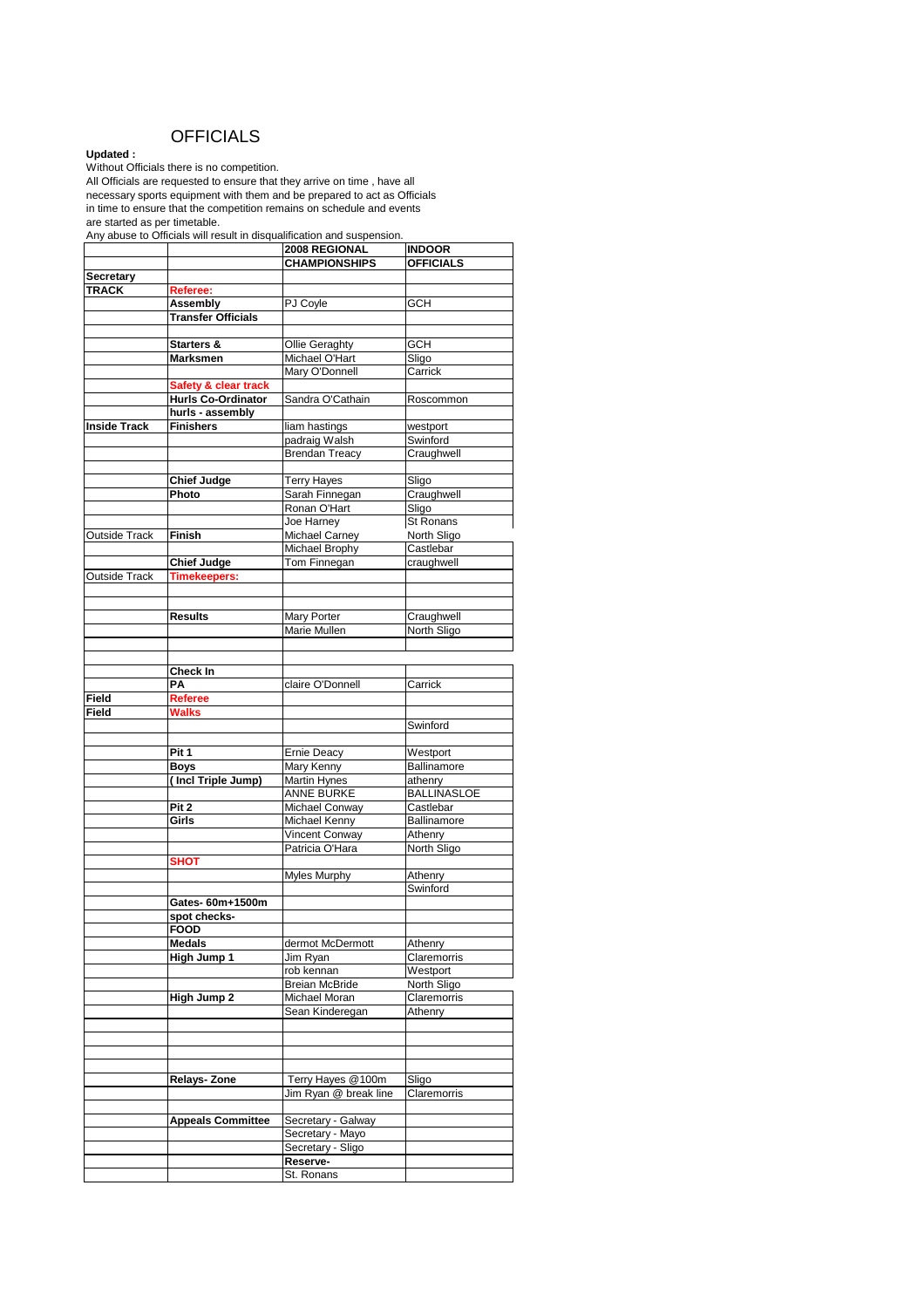# OFFICIALS

**Updated :**

Without Officials there is no competition.
All Officials are requested to ensure that they arrive on time , have all necessary sports equipment with them and be prepared to act as Officials in time to ensure that the competition remains on schedule and events are started as per timetable.
Any abuse to Officials will result in disqualification and suspension.

| | | 2008 REGIONAL CHAMPIONSHIPS | INDOOR OFFICIALS |
|---|---|---|---|
| **Secretary** | | | |
| **TRACK** | **Referee:** | | |
| | **Assembly** | PJ Coyle | GCH |
| | **Transfer Officials** | | |
| | | | |
| | **Starters &** | Ollie Geraghty | GCH |
| | **Marksmen** | Michael O'Hart | Sligo |
| | | Mary O'Donnell | Carrick |
| | **Safety & clear track** | | |
| | **Hurls Co-Ordinator** | Sandra O'Cathain | Roscommon |
| | **hurls - assembly** | | |
| **Inside Track** | **Finishers** | liam hastings | westport |
| | | padraig Walsh | Swinford |
| | | Brendan Treacy | Craughwell |
| | | | |
| | **Chief Judge** | Terry Hayes | Sligo |
| | **Photo** | Sarah Finnegan | Craughwell |
| | | Ronan O'Hart | Sligo |
| | | Joe Harney | St Ronans |
| Outside Track | **Finish** | Michael Carney | North Sligo |
| | | Michael Brophy | Castlebar |
| | **Chief Judge** | Tom Finnegan | craughwell |
| Outside Track | **Timekeepers:** | | |
| | | | |
| | | | |
| | **Results** | Mary Porter | Craughwell |
| | | Marie Mullen | North Sligo |
| | | | |
| | | | |
| | **Check In** | | |
| | **PA** | claire O'Donnell | Carrick |
| **Field** | **Referee** | | |
| **Field** | **Walks** | | |
| | | | Swinford |
| | | | |
| | **Pit 1** | Ernie Deacy | Westport |
| | **Boys** | Mary Kenny | Ballinamore |
| | **( Incl Triple Jump)** | Martin Hynes | athenry |
| | | ANNE BURKE | BALLINASLOE |
| | **Pit 2** | Michael Conway | Castlebar |
| | **Girls** | Michael Kenny | Ballinamore |
| | | Vincent Conway | Athenry |
| | | Patricia O'Hara | North Sligo |
| | **SHOT** | | |
| | | Myles Murphy | Athenry |
| | | | Swinford |
| | **Gates- 60m+1500m** | | |
| | **spot checks-** | | |
| | **FOOD** | | |
| | **Medals** | dermot McDermott | Athenry |
| | **High Jump 1** | Jim Ryan | Claremorris |
| | | rob kennan | Westport |
| | | Breian McBride | North Sligo |
| | **High Jump 2** | Michael Moran | Claremorris |
| | | Sean Kinderegan | Athenry |
| | | | |
| | | | |
| | | | |
| | | | |
| | **Relays- Zone** | Terry Hayes @100m | Sligo |
| | | Jim Ryan @ break line | Claremorris |
| | | | |
| | **Appeals Committee** | Secretary - Galway | |
| | | Secretary - Mayo | |
| | | Secretary - Sligo | |
| | | **Reserve-** | |
| | | St. Ronans | |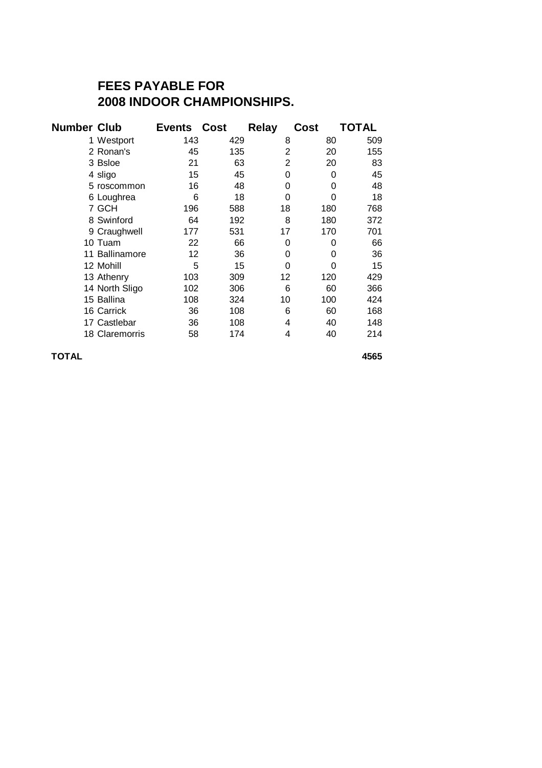# FEES PAYABLE FOR 2008 INDOOR CHAMPIONSHIPS.

| Number | Club | Events | Cost | Relay | Cost | TOTAL |
|---|---|---|---|---|---|---|
| 1 | Westport | 143 | 429 | 8 | 80 | 509 |
| 2 | Ronan's | 45 | 135 | 2 | 20 | 155 |
| 3 | Bsloe | 21 | 63 | 2 | 20 | 83 |
| 4 | sligo | 15 | 45 | 0 | 0 | 45 |
| 5 | roscommon | 16 | 48 | 0 | 0 | 48 |
| 6 | Loughrea | 6 | 18 | 0 | 0 | 18 |
| 7 | GCH | 196 | 588 | 18 | 180 | 768 |
| 8 | Swinford | 64 | 192 | 8 | 180 | 372 |
| 9 | Craughwell | 177 | 531 | 17 | 170 | 701 |
| 10 | Tuam | 22 | 66 | 0 | 0 | 66 |
| 11 | Ballinamore | 12 | 36 | 0 | 0 | 36 |
| 12 | Mohill | 5 | 15 | 0 | 0 | 15 |
| 13 | Athenry | 103 | 309 | 12 | 120 | 429 |
| 14 | North Sligo | 102 | 306 | 6 | 60 | 366 |
| 15 | Ballina | 108 | 324 | 10 | 100 | 424 |
| 16 | Carrick | 36 | 108 | 6 | 60 | 168 |
| 17 | Castlebar | 36 | 108 | 4 | 40 | 148 |
| 18 | Claremorris | 58 | 174 | 4 | 40 | 214 |
| **TOTAL** | | | | | | **4565** |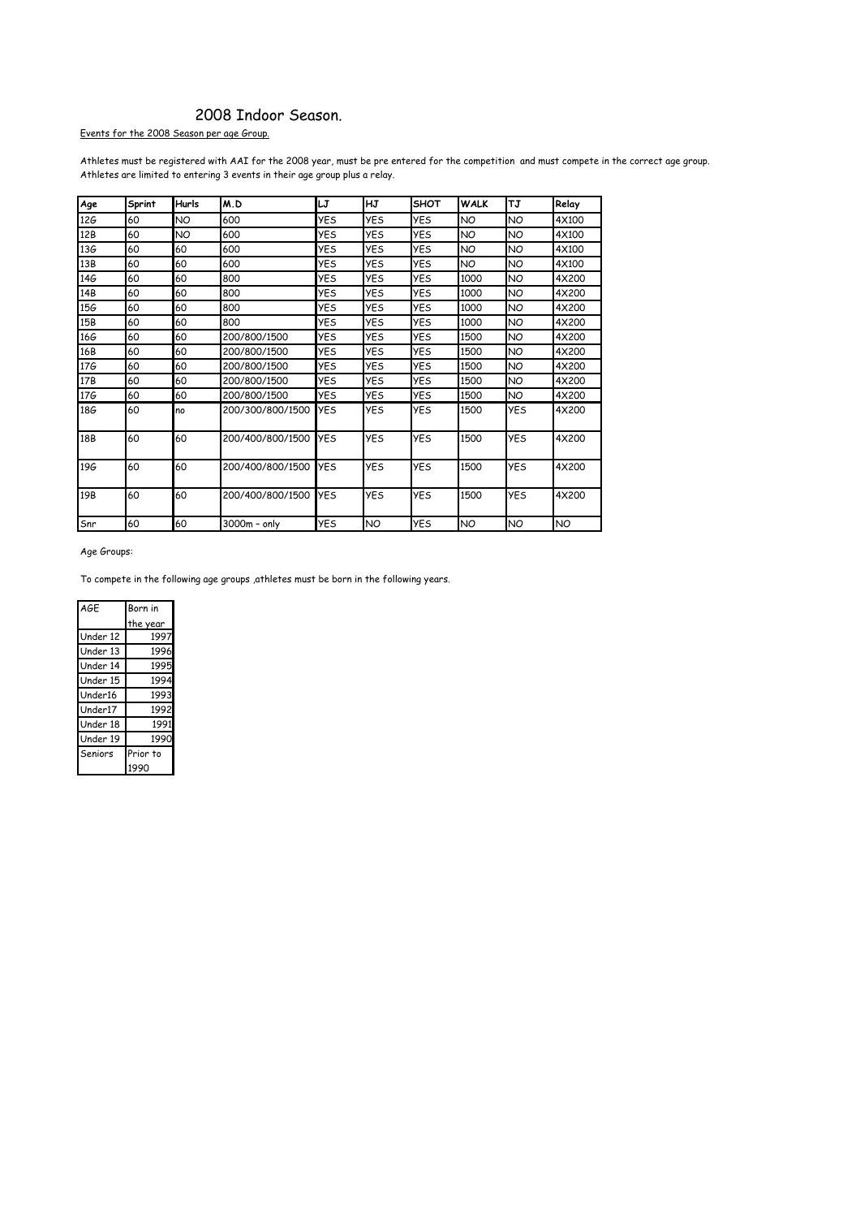# 2008 Indoor Season.

Events for the 2008 Season per age Group.

Athletes must be registered with AAI for the 2008 year, must be pre entered for the competition and must compete in the correct age group.
Athletes are limited to entering 3 events in their age group plus a relay.

| Age | Sprint | Hurls | M.D | LJ | HJ | SHOT | WALK | TJ | Relay |
|---|---|---|---|---|---|---|---|---|---|
| 12G | 60 | NO | 600 | YES | YES | YES | NO | NO | 4X100 |
| 12B | 60 | NO | 600 | YES | YES | YES | NO | NO | 4X100 |
| 13G | 60 | 60 | 600 | YES | YES | YES | NO | NO | 4X100 |
| 13B | 60 | 60 | 600 | YES | YES | YES | NO | NO | 4X100 |
| 14G | 60 | 60 | 800 | YES | YES | YES | 1000 | NO | 4X200 |
| 14B | 60 | 60 | 800 | YES | YES | YES | 1000 | NO | 4X200 |
| 15G | 60 | 60 | 800 | YES | YES | YES | 1000 | NO | 4X200 |
| 15B | 60 | 60 | 800 | YES | YES | YES | 1000 | NO | 4X200 |
| 16G | 60 | 60 | 200/800/1500 | YES | YES | YES | 1500 | NO | 4X200 |
| 16B | 60 | 60 | 200/800/1500 | YES | YES | YES | 1500 | NO | 4X200 |
| 17G | 60 | 60 | 200/800/1500 | YES | YES | YES | 1500 | NO | 4X200 |
| 17B | 60 | 60 | 200/800/1500 | YES | YES | YES | 1500 | NO | 4X200 |
| 17G | 60 | 60 | 200/800/1500 | YES | YES | YES | 1500 | NO | 4X200 |
| 18G | 60 | no | 200/300/800/1500 | YES | YES | YES | 1500 | YES | 4X200 |
| 18B | 60 | 60 | 200/400/800/1500 | YES | YES | YES | 1500 | YES | 4X200 |
| 19G | 60 | 60 | 200/400/800/1500 | YES | YES | YES | 1500 | YES | 4X200 |
| 19B | 60 | 60 | 200/400/800/1500 | YES | YES | YES | 1500 | YES | 4X200 |
| Snr | 60 | 60 | 3000m - only | YES | NO | YES | NO | NO | NO |

Age Groups:

To compete in the following age groups ,athletes must be born in the following years.

| AGE | Born in the year |
|---|---|
| Under 12 | 1997 |
| Under 13 | 1996 |
| Under 14 | 1995 |
| Under 15 | 1994 |
| Under16 | 1993 |
| Under17 | 1992 |
| Under 18 | 1991 |
| Under 19 | 1990 |
| Seniors | Prior to 1990 |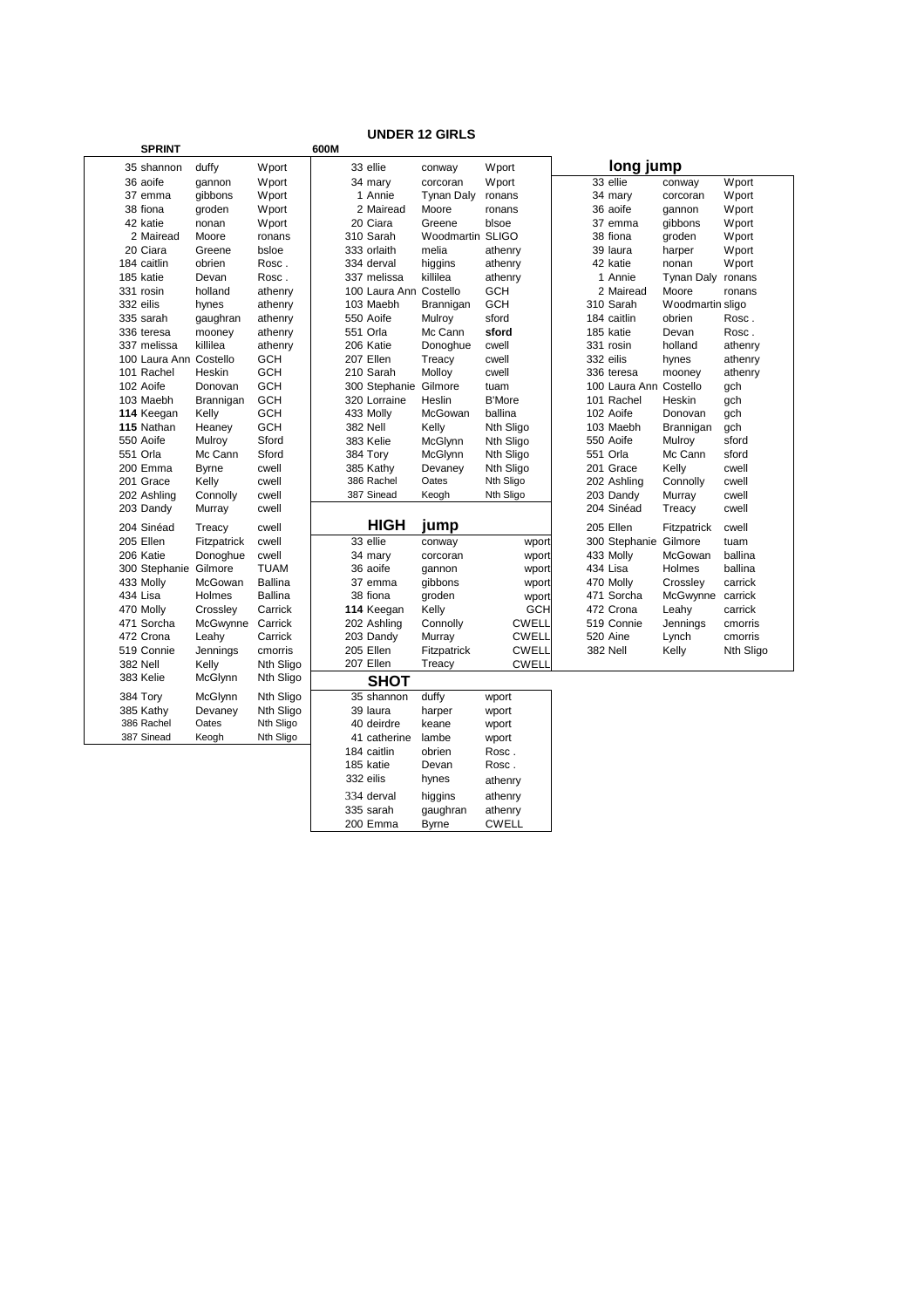# UNDER 12 GIRLS

## SPRINT

| No. | First Name | Surname | Club |
|---|---|---|---|
| 35 | shannon | duffy | Wport |
| 36 | aoife | gannon | Wport |
| 37 | emma | gibbons | Wport |
| 38 | fiona | groden | Wport |
| 42 | katie | nonan | Wport |
| 2 | Mairead | Moore | ronans |
| 20 | Ciara | Greene | bsloe |
| 184 | caitlin | obrien | Rosc . |
| 185 | katie | Devan | Rosc . |
| 331 | rosin | holland | athenry |
| 332 | eilis | hynes | athenry |
| 335 | sarah | gaughran | athenry |
| 336 | teresa | mooney | athenry |
| 337 | melissa | killilea | athenry |
| 100 | Laura Ann | Costello | GCH |
| 101 | Rachel | Heskin | GCH |
| 102 | Aoife | Donovan | GCH |
| 103 | Maebh | Brannigan | GCH |
| **114** | Keegan | Kelly | GCH |
| **115** | Nathan | Heaney | GCH |
| 550 | Aoife | Mulroy | Sford |
| 551 | Orla | Mc Cann | Sford |
| 200 | Emma | Byrne | cwell |
| 201 | Grace | Kelly | cwell |
| 202 | Ashling | Connolly | cwell |
| 203 | Dandy | Murray | cwell |
| 204 | Sinéad | Treacy | cwell |
| 205 | Ellen | Fitzpatrick | cwell |
| 206 | Katie | Donoghue | cwell |
| 300 | Stephanie | Gilmore | TUAM |
| 433 | Molly | McGowan | Ballina |
| 434 | Lisa | Holmes | Ballina |
| 470 | Molly | Crossley | Carrick |
| 471 | Sorcha | McGwynne | Carrick |
| 472 | Crona | Leahy | Carrick |
| 519 | Connie | Jennings | cmorris |
| 382 | Nell | Kelly | Nth Sligo |
| 383 | Kelie | McGlynn | Nth Sligo |
| 384 | Tory | McGlynn | Nth Sligo |
| 385 | Kathy | Devaney | Nth Sligo |
| 386 | Rachel | Oates | Nth Sligo |
| 387 | Sinead | Keogh | Nth Sligo |

## 600M

| No. | First Name | Surname | Club |
|---|---|---|---|
| 33 | ellie | conway | Wport |
| 34 | mary | corcoran | Wport |
| 1 | Annie | Tynan Daly | ronans |
| 2 | Mairead | Moore | ronans |
| 20 | Ciara | Greene | blsoe |
| 310 | Sarah | Woodmartin | SLIGO |
| 333 | orlaith | melia | athenry |
| 334 | derval | higgins | athenry |
| 337 | melissa | killilea | athenry |
| 100 | Laura Ann | Costello | GCH |
| 103 | Maebh | Brannigan | GCH |
| 550 | Aoife | Mulroy | sford |
| 551 | Orla | Mc Cann | **sford** |
| 206 | Katie | Donoghue | cwell |
| 207 | Ellen | Treacy | cwell |
| 210 | Sarah | Molloy | cwell |
| 300 | Stephanie | Gilmore | tuam |
| 320 | Lorraine | Heslin | B'More |
| 433 | Molly | McGowan | ballina |
| 382 | Nell | Kelly | Nth Sligo |
| 383 | Kelie | McGlynn | Nth Sligo |
| 384 | Tory | McGlynn | Nth Sligo |
| 385 | Kathy | Devaney | Nth Sligo |
| 386 | Rachel | Oates | Nth Sligo |
| 387 | Sinead | Keogh | Nth Sligo |

## HIGH jump

| No. | First Name | Surname | Club |
|---|---|---|---|
| 33 | ellie | conway | wport |
| 34 | mary | corcoran | wport |
| 36 | aoife | gannon | wport |
| 37 | emma | gibbons | wport |
| 38 | fiona | groden | wport |
| **114** | Keegan | Kelly | GCH |
| 202 | Ashling | Connolly | CWELL |
| 203 | Dandy | Murray | CWELL |
| 205 | Ellen | Fitzpatrick | CWELL |
| 207 | Ellen | Treacy | CWELL |

## SHOT

| No. | First Name | Surname | Club |
|---|---|---|---|
| 35 | shannon | duffy | wport |
| 39 | laura | harper | wport |
| 40 | deirdre | keane | wport |
| 41 | catherine | lambe | wport |
| 184 | caitlin | obrien | Rosc . |
| 185 | katie | Devan | Rosc . |
| 332 | eilis | hynes | athenry |
| 334 | derval | higgins | athenry |
| 335 | sarah | gaughran | athenry |
| 200 | Emma | Byrne | CWELL |

## long jump

| No. | First Name | Surname | Club |
|---|---|---|---|
| 33 | ellie | conway | Wport |
| 34 | mary | corcoran | Wport |
| 36 | aoife | gannon | Wport |
| 37 | emma | gibbons | Wport |
| 38 | fiona | groden | Wport |
| 39 | laura | harper | Wport |
| 42 | katie | nonan | Wport |
| 1 | Annie | Tynan Daly | ronans |
| 2 | Mairead | Moore | ronans |
| 310 | Sarah | Woodmartin | sligo |
| 184 | caitlin | obrien | Rosc . |
| 185 | katie | Devan | Rosc . |
| 331 | rosin | holland | athenry |
| 332 | eilis | hynes | athenry |
| 336 | teresa | mooney | athenry |
| 100 | Laura Ann | Costello | gch |
| 101 | Rachel | Heskin | gch |
| 102 | Aoife | Donovan | gch |
| 103 | Maebh | Brannigan | gch |
| 550 | Aoife | Mulroy | sford |
| 551 | Orla | Mc Cann | sford |
| 201 | Grace | Kelly | cwell |
| 202 | Ashling | Connolly | cwell |
| 203 | Dandy | Murray | cwell |
| 204 | Sinéad | Treacy | cwell |
| 205 | Ellen | Fitzpatrick | cwell |
| 300 | Stephanie | Gilmore | tuam |
| 433 | Molly | McGowan | ballina |
| 434 | Lisa | Holmes | ballina |
| 470 | Molly | Crossley | carrick |
| 471 | Sorcha | McGwynne | carrick |
| 472 | Crona | Leahy | carrick |
| 519 | Connie | Jennings | cmorris |
| 520 | Aine | Lynch | cmorris |
| 382 | Nell | Kelly | Nth Sligo |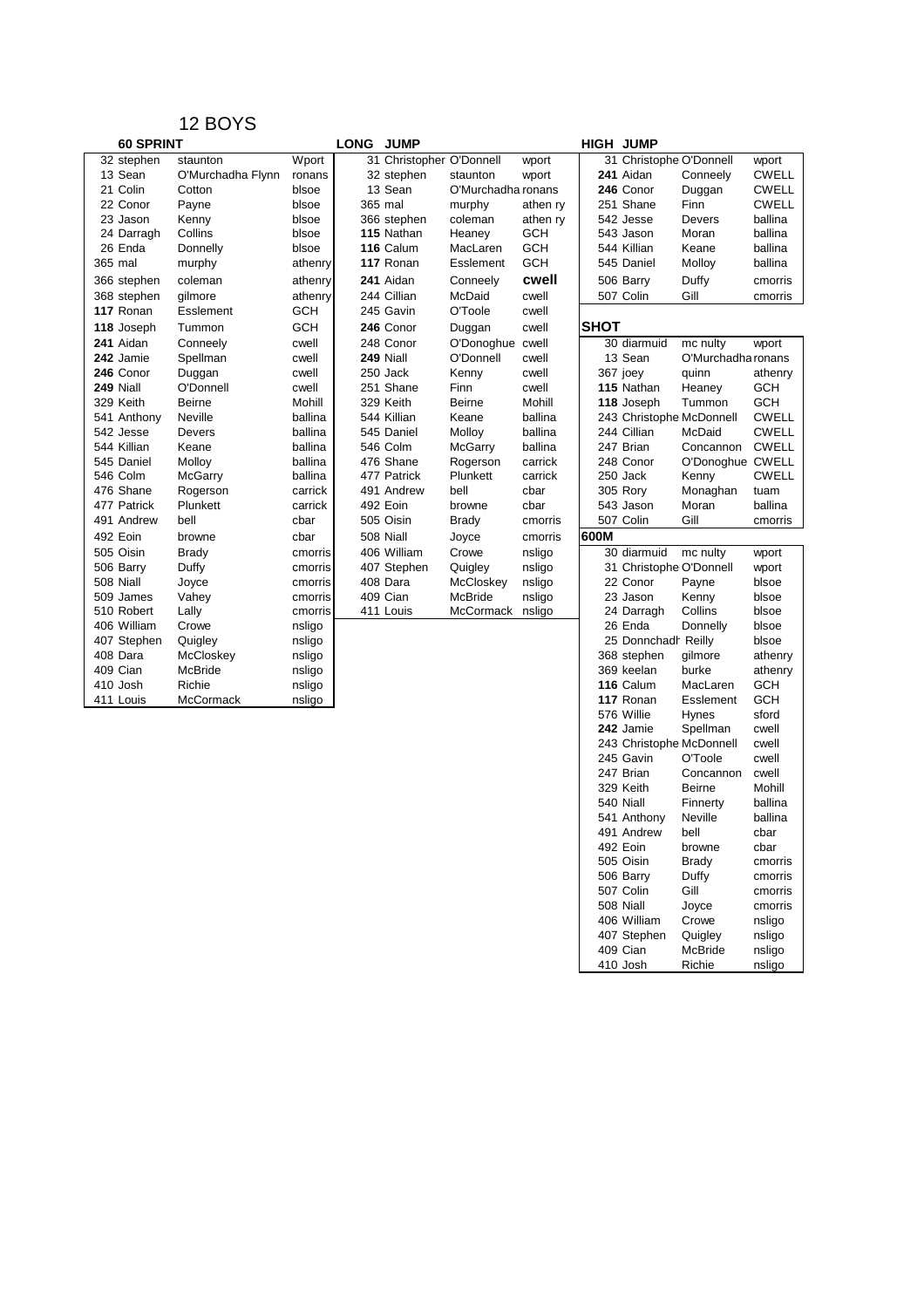# 12 BOYS

## 60 SPRINT

| No. | First Name | Surname | Club |
|---|---|---|---|
| 32 | stephen | staunton | Wport |
| 13 | Sean | O'Murchadha Flynn | ronans |
| 21 | Colin | Cotton | blsoe |
| 22 | Conor | Payne | blsoe |
| 23 | Jason | Kenny | blsoe |
| 24 | Darragh | Collins | blsoe |
| 26 | Enda | Donnelly | blsoe |
| 365 | mal | murphy | athenry |
| 366 | stephen | coleman | athenry |
| 368 | stephen | gilmore | athenry |
| **117** | Ronan | Esslement | GCH |
| **118** | Joseph | Tummon | GCH |
| **241** | Aidan | Conneely | cwell |
| **242** | Jamie | Spellman | cwell |
| **246** | Conor | Duggan | cwell |
| **249** | Niall | O'Donnell | cwell |
| 329 | Keith | Beirne | Mohill |
| 541 | Anthony | Neville | ballina |
| 542 | Jesse | Devers | ballina |
| 544 | Killian | Keane | ballina |
| 545 | Daniel | Molloy | ballina |
| 546 | Colm | McGarry | ballina |
| 476 | Shane | Rogerson | carrick |
| 477 | Patrick | Plunkett | carrick |
| 491 | Andrew | bell | cbar |
| 492 | Eoin | browne | cbar |
| 505 | Oisin | Brady | cmorris |
| 506 | Barry | Duffy | cmorris |
| 508 | Niall | Joyce | cmorris |
| 509 | James | Vahey | cmorris |
| 510 | Robert | Lally | cmorris |
| 406 | William | Crowe | nsligo |
| 407 | Stephen | Quigley | nsligo |
| 408 | Dara | McCloskey | nsligo |
| 409 | Cian | McBride | nsligo |
| 410 | Josh | Richie | nsligo |
| 411 | Louis | McCormack | nsligo |

## LONG JUMP

| No. | First Name | Surname | Club |
|---|---|---|---|
| 31 | Christopher | O'Donnell | wport |
| 32 | stephen | staunton | wport |
| 13 | Sean | O'Murchadha | ronans |
| 365 | mal | murphy | athen ry |
| 366 | stephen | coleman | athen ry |
| **115** | Nathan | Heaney | GCH |
| **116** | Calum | MacLaren | GCH |
| **117** | Ronan | Esslement | GCH |
| **241** | Aidan | Conneely | **cwell** |
| 244 | Cillian | McDaid | cwell |
| 245 | Gavin | O'Toole | cwell |
| **246** | Conor | Duggan | cwell |
| 248 | Conor | O'Donoghue | cwell |
| **249** | Niall | O'Donnell | cwell |
| 250 | Jack | Kenny | cwell |
| 251 | Shane | Finn | cwell |
| 329 | Keith | Beirne | Mohill |
| 544 | Killian | Keane | ballina |
| 545 | Daniel | Molloy | ballina |
| 546 | Colm | McGarry | ballina |
| 476 | Shane | Rogerson | carrick |
| 477 | Patrick | Plunkett | carrick |
| 491 | Andrew | bell | cbar |
| 492 | Eoin | browne | cbar |
| 505 | Oisin | Brady | cmorris |
| 508 | Niall | Joyce | cmorris |
| 406 | William | Crowe | nsligo |
| 407 | Stephen | Quigley | nsligo |
| 408 | Dara | McCloskey | nsligo |
| 409 | Cian | McBride | nsligo |
| 411 | Louis | McCormack | nsligo |

## HIGH JUMP

| No. | First Name | Surname | Club |
|---|---|---|---|
| 31 | Christophe | O'Donnell | wport |
| **241** | Aidan | Conneely | CWELL |
| **246** | Conor | Duggan | CWELL |
| 251 | Shane | Finn | CWELL |
| 542 | Jesse | Devers | ballina |
| 543 | Jason | Moran | ballina |
| 544 | Killian | Keane | ballina |
| 545 | Daniel | Molloy | ballina |
| 506 | Barry | Duffy | cmorris |
| 507 | Colin | Gill | cmorris |

## SHOT

| No. | First Name | Surname | Club |
|---|---|---|---|
| 30 | diarmuid | mc nulty | wport |
| 13 | Sean | O'Murchadha | ronans |
| 367 | joey | quinn | athenry |
| **115** | Nathan | Heaney | GCH |
| **118** | Joseph | Tummon | GCH |
| 243 | Christophe | McDonnell | CWELL |
| 244 | Cillian | McDaid | CWELL |
| 247 | Brian | Concannon | CWELL |
| 248 | Conor | O'Donoghue | CWELL |
| 250 | Jack | Kenny | CWELL |
| 305 | Rory | Monaghan | tuam |
| 543 | Jason | Moran | ballina |
| 507 | Colin | Gill | cmorris |

## 600M

| No. | First Name | Surname | Club |
|---|---|---|---|
| 30 | diarmuid | mc nulty | wport |
| 31 | Christophe | O'Donnell | wport |
| 22 | Conor | Payne | blsoe |
| 23 | Jason | Kenny | blsoe |
| 24 | Darragh | Collins | blsoe |
| 26 | Enda | Donnelly | blsoe |
| 25 | Donnchadh | Reilly | blsoe |
| 368 | stephen | gilmore | athenry |
| 369 | keelan | burke | athenry |
| **116** | Calum | MacLaren | GCH |
| **117** | Ronan | Esslement | GCH |
| 576 | Willie | Hynes | sford |
| **242** | Jamie | Spellman | cwell |
| 243 | Christophe | McDonnell | cwell |
| 245 | Gavin | O'Toole | cwell |
| 247 | Brian | Concannon | cwell |
| 329 | Keith | Beirne | Mohill |
| 540 | Niall | Finnerty | ballina |
| 541 | Anthony | Neville | ballina |
| 491 | Andrew | bell | cbar |
| 492 | Eoin | browne | cbar |
| 505 | Oisin | Brady | cmorris |
| 506 | Barry | Duffy | cmorris |
| 507 | Colin | Gill | cmorris |
| 508 | Niall | Joyce | cmorris |
| 406 | William | Crowe | nsligo |
| 407 | Stephen | Quigley | nsligo |
| 409 | Cian | McBride | nsligo |
| 410 | Josh | Richie | nsligo |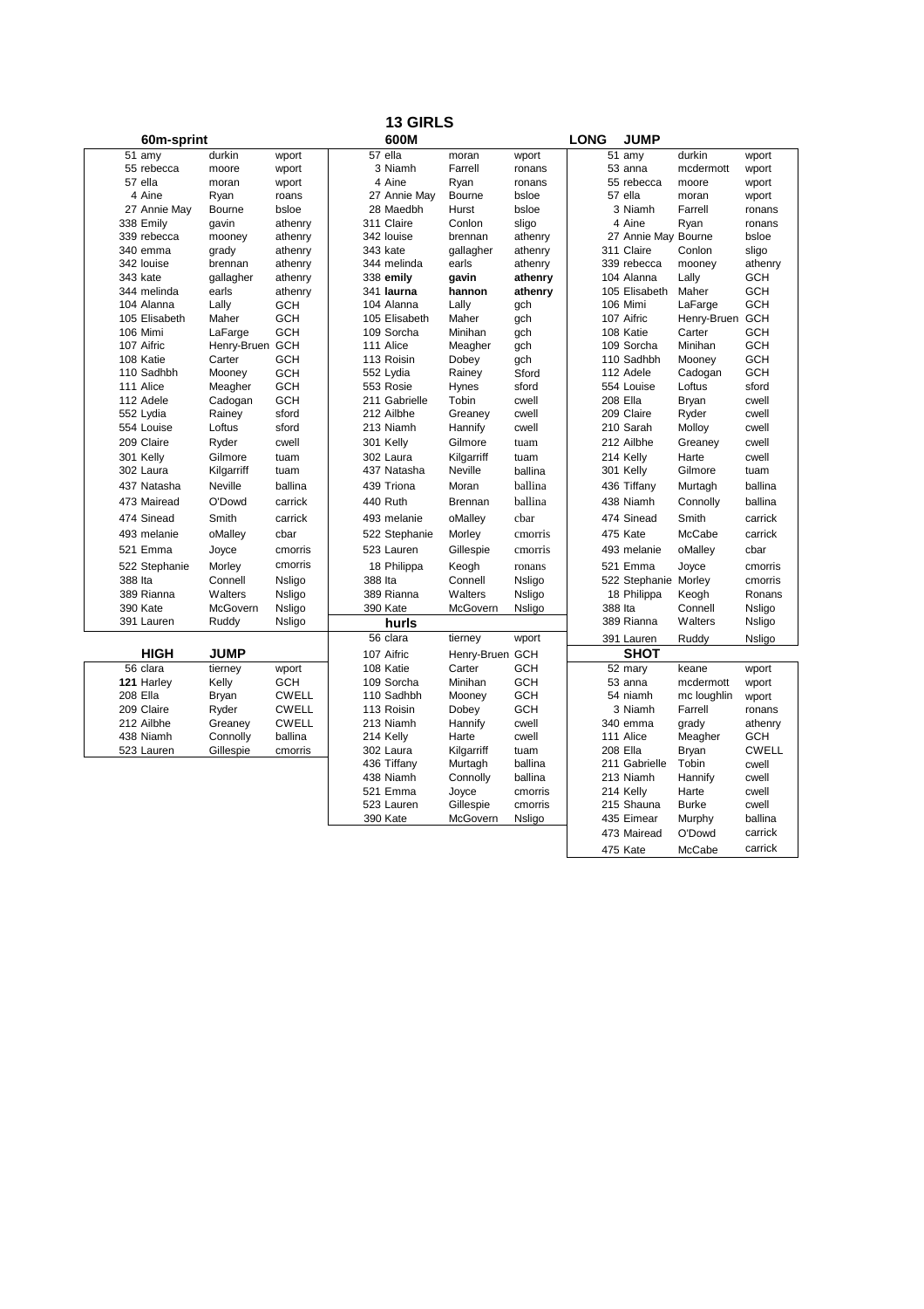# 13 GIRLS

## 60m-sprint

| No. | Name | Surname | Club |
|---|---|---|---|
| 51 | amy | durkin | wport |
| 55 | rebecca | moore | wport |
| 57 | ella | moran | wport |
| 4 | Aine | Ryan | roans |
| 27 | Annie May | Bourne | bsloe |
| 338 | Emily | gavin | athenry |
| 339 | rebecca | mooney | athenry |
| 340 | emma | grady | athenry |
| 342 | louise | brennan | athenry |
| 343 | kate | gallagher | athenry |
| 344 | melinda | earls | athenry |
| 104 | Alanna | Lally | GCH |
| 105 | Elisabeth | Maher | GCH |
| 106 | Mimi | LaFarge | GCH |
| 107 | Aifric | Henry-Bruen | GCH |
| 108 | Katie | Carter | GCH |
| 110 | Sadhbh | Mooney | GCH |
| 111 | Alice | Meagher | GCH |
| 112 | Adele | Cadogan | GCH |
| 552 | Lydia | Rainey | sford |
| 554 | Louise | Loftus | sford |
| 209 | Claire | Ryder | cwell |
| 301 | Kelly | Gilmore | tuam |
| 302 | Laura | Kilgarriff | tuam |
| 437 | Natasha | Neville | ballina |
| 473 | Mairead | O'Dowd | carrick |
| 474 | Sinead | Smith | carrick |
| 493 | melanie | oMalley | cbar |
| 521 | Emma | Joyce | cmorris |
| 522 | Stephanie | Morley | cmorris |
| 388 | Ita | Connell | Nsligo |
| 389 | Rianna | Walters | Nsligo |
| 390 | Kate | McGovern | Nsligo |
| 391 | Lauren | Ruddy | Nsligo |

## 600M

| No. | Name | Surname | Club |
|---|---|---|---|
| 57 | ella | moran | wport |
| 3 | Niamh | Farrell | ronans |
| 4 | Aine | Ryan | ronans |
| 27 | Annie May | Bourne | bsloe |
| 28 | Maedbh | Hurst | bsloe |
| 311 | Claire | Conlon | sligo |
| 342 | louise | brennan | athenry |
| 343 | kate | gallagher | athenry |
| 344 | melinda | earls | athenry |
| 338 | **emily** | **gavin** | **athenry** |
| 341 | **laurna** | **hannon** | **athenry** |
| 104 | Alanna | Lally | gch |
| 105 | Elisabeth | Maher | gch |
| 109 | Sorcha | Minihan | gch |
| 111 | Alice | Meagher | gch |
| 113 | Roisin | Dobey | gch |
| 552 | Lydia | Rainey | Sford |
| 553 | Rosie | Hynes | sford |
| 211 | Gabrielle | Tobin | cwell |
| 212 | Ailbhe | Greaney | cwell |
| 213 | Niamh | Hannify | cwell |
| 301 | Kelly | Gilmore | tuam |
| 302 | Laura | Kilgarriff | tuam |
| 437 | Natasha | Neville | ballina |
| 439 | Triona | Moran | ballina |
| 440 | Ruth | Brennan | ballina |
| 493 | melanie | oMalley | cbar |
| 522 | Stephanie | Morley | cmorris |
| 523 | Lauren | Gillespie | cmorris |
| 18 | Philippa | Keogh | ronans |
| 388 | Ita | Connell | Nsligo |
| 389 | Rianna | Walters | Nsligo |
| 390 | Kate | McGovern | Nsligo |

## LONG JUMP

| No. | Name | Surname | Club |
|---|---|---|---|
| 51 | amy | durkin | wport |
| 53 | anna | mcdermott | wport |
| 55 | rebecca | moore | wport |
| 57 | ella | moran | wport |
| 3 | Niamh | Farrell | ronans |
| 4 | Aine | Ryan | ronans |
| 27 | Annie May | Bourne | bsloe |
| 311 | Claire | Conlon | sligo |
| 339 | rebecca | mooney | athenry |
| 104 | Alanna | Lally | GCH |
| 105 | Elisabeth | Maher | GCH |
| 106 | Mimi | LaFarge | GCH |
| 107 | Aifric | Henry-Bruen | GCH |
| 108 | Katie | Carter | GCH |
| 109 | Sorcha | Minihan | GCH |
| 110 | Sadhbh | Mooney | GCH |
| 112 | Adele | Cadogan | GCH |
| 554 | Louise | Loftus | sford |
| 208 | Ella | Bryan | cwell |
| 209 | Claire | Ryder | cwell |
| 210 | Sarah | Molloy | cwell |
| 212 | Ailbhe | Greaney | cwell |
| 214 | Kelly | Harte | cwell |
| 301 | Kelly | Gilmore | tuam |
| 436 | Tiffany | Murtagh | ballina |
| 438 | Niamh | Connolly | ballina |
| 474 | Sinead | Smith | carrick |
| 475 | Kate | McCabe | carrick |
| 493 | melanie | oMalley | cbar |
| 521 | Emma | Joyce | cmorris |
| 522 | Stephanie | Morley | cmorris |
| 18 | Philippa | Keogh | Ronans |
| 388 | Ita | Connell | Nsligo |
| 389 | Rianna | Walters | Nsligo |
| 391 | Lauren | Ruddy | Nsligo |

## HIGH JUMP

| No. | Name | Surname | Club |
|---|---|---|---|
| 56 | clara | tierney | wport |
| **121** | **Harley** | Kelly | GCH |
| 208 | Ella | Bryan | CWELL |
| 209 | Claire | Ryder | CWELL |
| 212 | Ailbhe | Greaney | CWELL |
| 438 | Niamh | Connolly | ballina |
| 523 | Lauren | Gillespie | cmorris |

## hurls

| No. | Name | Surname | Club |
|---|---|---|---|
| 56 | clara | tierney | wport |
| 107 | Aifric | Henry-Bruen | GCH |
| 108 | Katie | Carter | GCH |
| 109 | Sorcha | Minihan | GCH |
| 110 | Sadhbh | Mooney | GCH |
| 113 | Roisin | Dobey | GCH |
| 213 | Niamh | Hannify | cwell |
| 214 | Kelly | Harte | cwell |
| 302 | Laura | Kilgarriff | tuam |
| 436 | Tiffany | Murtagh | ballina |
| 438 | Niamh | Connolly | ballina |
| 521 | Emma | Joyce | cmorris |
| 523 | Lauren | Gillespie | cmorris |
| 390 | Kate | McGovern | Nsligo |

## SHOT

| No. | Name | Surname | Club |
|---|---|---|---|
| 52 | mary | keane | wport |
| 53 | anna | mcdermott | wport |
| 54 | niamh | mc loughlin | wport |
| 3 | Niamh | Farrell | ronans |
| 340 | emma | grady | athenry |
| 111 | Alice | Meagher | GCH |
| 208 | Ella | Bryan | CWELL |
| 211 | Gabrielle | Tobin | cwell |
| 213 | Niamh | Hannify | cwell |
| 214 | Kelly | Harte | cwell |
| 215 | Shauna | Burke | cwell |
| 435 | Eimear | Murphy | ballina |
| 473 | Mairead | O'Dowd | carrick |
| 475 | Kate | McCabe | carrick |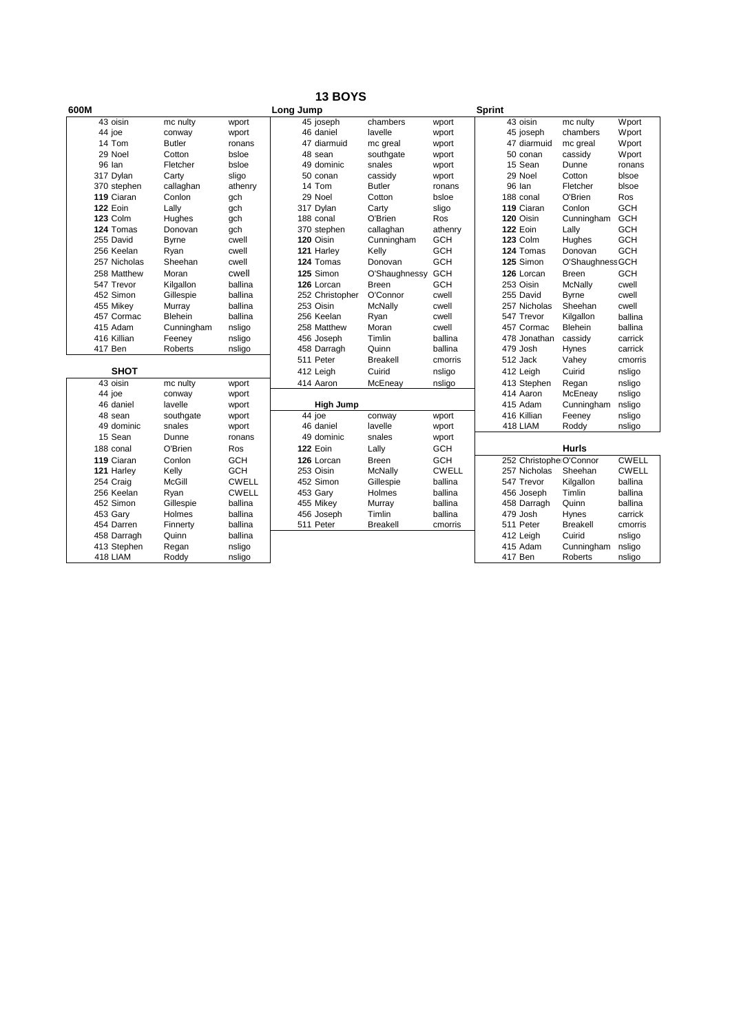# 13 BOYS

## 600M

| No. | First Name | Surname | Club |
|---|---|---|---|
| 43 | oisin | mc nulty | wport |
| 44 | joe | conway | wport |
| 14 | Tom | Butler | ronans |
| 29 | Noel | Cotton | bsloe |
| 96 | Ian | Fletcher | bsloe |
| 317 | Dylan | Carty | sligo |
| 370 | stephen | callaghan | athenry |
| **119** | Ciaran | Conlon | gch |
| **122** | Eoin | Lally | gch |
| **123** | Colm | Hughes | gch |
| **124** | Tomas | Donovan | gch |
| 255 | David | Byrne | cwell |
| 256 | Keelan | Ryan | cwell |
| 257 | Nicholas | Sheehan | cwell |
| 258 | Matthew | Moran | cwell |
| 547 | Trevor | Kilgallon | ballina |
| 452 | Simon | Gillespie | ballina |
| 455 | Mikey | Murray | ballina |
| 457 | Cormac | Blehein | ballina |
| 415 | Adam | Cunningham | nsligo |
| 416 | Killian | Feeney | nsligo |
| 417 | Ben | Roberts | nsligo |

## SHOT

| No. | First Name | Surname | Club |
|---|---|---|---|
| 43 | oisin | mc nulty | wport |
| 44 | joe | conway | wport |
| 46 | daniel | lavelle | wport |
| 48 | sean | southgate | wport |
| 49 | dominic | snales | wport |
| 15 | Sean | Dunne | ronans |
| 188 | conal | O'Brien | Ros |
| **119** | Ciaran | Conlon | GCH |
| **121** | Harley | Kelly | GCH |
| 254 | Craig | McGill | CWELL |
| 256 | Keelan | Ryan | CWELL |
| 452 | Simon | Gillespie | ballina |
| 453 | Gary | Holmes | ballina |
| 454 | Darren | Finnerty | ballina |
| 458 | Darragh | Quinn | ballina |
| 413 | Stephen | Regan | nsligo |
| 418 | LIAM | Roddy | nsligo |

## Long Jump

| No. | First Name | Surname | Club |
|---|---|---|---|
| 45 | joseph | chambers | wport |
| 46 | daniel | lavelle | wport |
| 47 | diarmuid | mc greal | wport |
| 48 | sean | southgate | wport |
| 49 | dominic | snales | wport |
| 50 | conan | cassidy | wport |
| 14 | Tom | Butler | ronans |
| 29 | Noel | Cotton | bsloe |
| 317 | Dylan | Carty | sligo |
| 188 | conal | O'Brien | Ros |
| 370 | stephen | callaghan | athenry |
| **120** | Oisin | Cunningham | GCH |
| **121** | Harley | Kelly | GCH |
| **124** | Tomas | Donovan | GCH |
| **125** | Simon | O'Shaughnessy | GCH |
| **126** | Lorcan | Breen | GCH |
| 252 | Christopher | O'Connor | cwell |
| 253 | Oisin | McNally | cwell |
| 256 | Keelan | Ryan | cwell |
| 258 | Matthew | Moran | cwell |
| 456 | Joseph | Timlin | ballina |
| 458 | Darragh | Quinn | ballina |
| 511 | Peter | Breakell | cmorris |
| 412 | Leigh | Cuirid | nsligo |
| 414 | Aaron | McEneay | nsligo |

## High Jump

| No. | First Name | Surname | Club |
|---|---|---|---|
| 44 | joe | conway | wport |
| 46 | daniel | lavelle | wport |
| 49 | dominic | snales | wport |
| **122** | Eoin | Lally | GCH |
| **126** | Lorcan | Breen | GCH |
| 253 | Oisin | McNally | CWELL |
| 452 | Simon | Gillespie | ballina |
| 453 | Gary | Holmes | ballina |
| 455 | Mikey | Murray | ballina |
| 456 | Joseph | Timlin | ballina |
| 511 | Peter | Breakell | cmorris |

## Sprint

| No. | First Name | Surname | Club |
|---|---|---|---|
| 43 | oisin | mc nulty | Wport |
| 45 | joseph | chambers | Wport |
| 47 | diarmuid | mc greal | Wport |
| 50 | conan | cassidy | Wport |
| 15 | Sean | Dunne | ronans |
| 29 | Noel | Cotton | blsoe |
| 96 | Ian | Fletcher | blsoe |
| 188 | conal | O'Brien | Ros |
| **119** | Ciaran | Conlon | GCH |
| **120** | Oisin | Cunningham | GCH |
| **122** | Eoin | Lally | GCH |
| **123** | Colm | Hughes | GCH |
| **124** | Tomas | Donovan | GCH |
| **125** | Simon | O'Shaughness | GCH |
| **126** | Lorcan | Breen | GCH |
| 253 | Oisin | McNally | cwell |
| 255 | David | Byrne | cwell |
| 257 | Nicholas | Sheehan | cwell |
| 547 | Trevor | Kilgallon | ballina |
| 457 | Cormac | Blehein | ballina |
| 478 | Jonathan | cassidy | carrick |
| 479 | Josh | Hynes | carrick |
| 512 | Jack | Vahey | cmorris |
| 412 | Leigh | Cuirid | nsligo |
| 413 | Stephen | Regan | nsligo |
| 414 | Aaron | McEneay | nsligo |
| 415 | Adam | Cunningham | nsligo |
| 416 | Killian | Feeney | nsligo |
| 418 | LIAM | Roddy | nsligo |

## Hurls

| No. | First Name | Surname | Club |
|---|---|---|---|
| 252 | Christophe | O'Connor | CWELL |
| 257 | Nicholas | Sheehan | CWELL |
| 547 | Trevor | Kilgallon | ballina |
| 456 | Joseph | Timlin | ballina |
| 458 | Darragh | Quinn | ballina |
| 479 | Josh | Hynes | carrick |
| 511 | Peter | Breakell | cmorris |
| 412 | Leigh | Cuirid | nsligo |
| 415 | Adam | Cunningham | nsligo |
| 417 | Ben | Roberts | nsligo |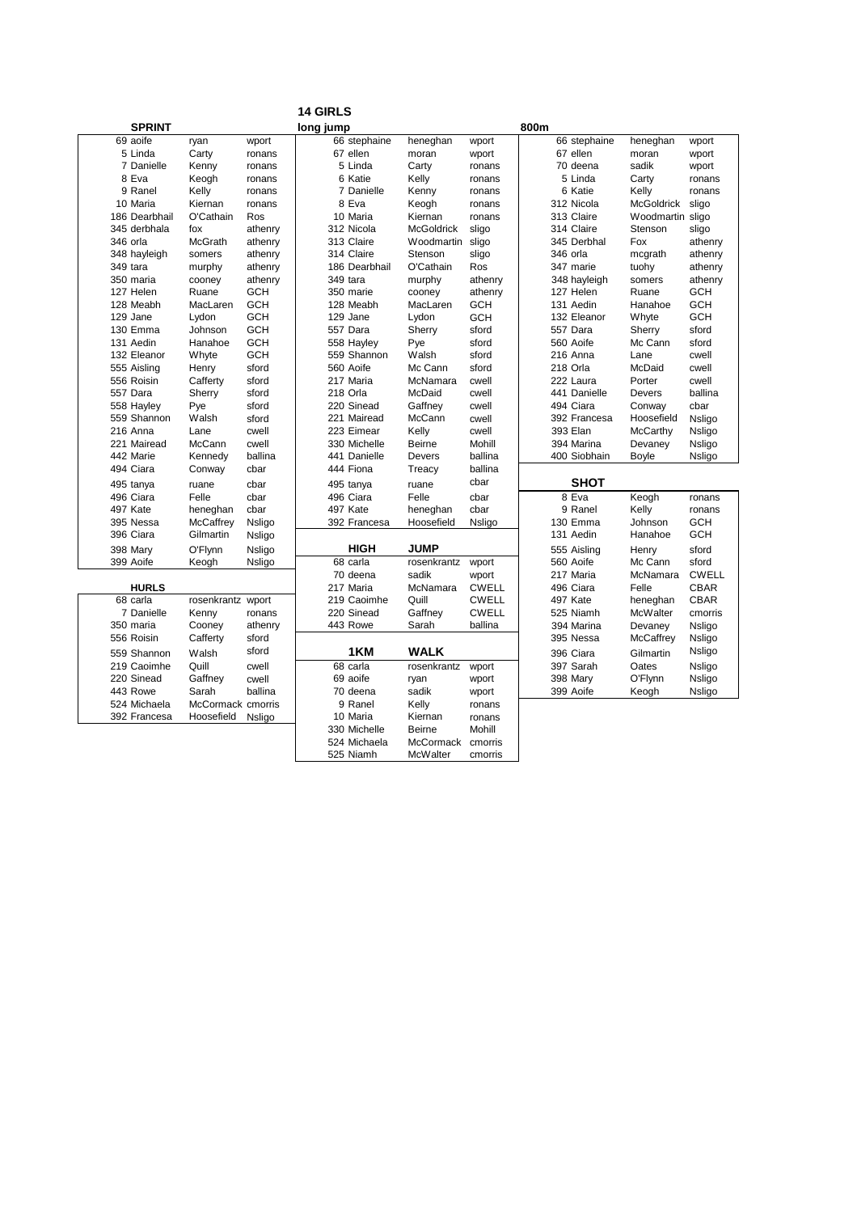# 14 GIRLS

### SPRINT

| | | |
|---|---|---|
| 69 aoife | ryan | wport |
| 5 Linda | Carty | ronans |
| 7 Danielle | Kenny | ronans |
| 8 Eva | Keogh | ronans |
| 9 Ranel | Kelly | ronans |
| 10 Maria | Kiernan | ronans |
| 186 Dearbhail | O'Cathain | Ros |
| 345 derbhala | fox | athenry |
| 346 orla | McGrath | athenry |
| 348 hayleigh | somers | athenry |
| 349 tara | murphy | athenry |
| 350 maria | cooney | athenry |
| 127 Helen | Ruane | GCH |
| 128 Meabh | MacLaren | GCH |
| 129 Jane | Lydon | GCH |
| 130 Emma | Johnson | GCH |
| 131 Aedin | Hanahoe | GCH |
| 132 Eleanor | Whyte | GCH |
| 555 Aisling | Henry | sford |
| 556 Roisin | Cafferty | sford |
| 557 Dara | Sherry | sford |
| 558 Hayley | Pye | sford |
| 559 Shannon | Walsh | sford |
| 216 Anna | Lane | cwell |
| 221 Mairead | McCann | cwell |
| 442 Marie | Kennedy | ballina |
| 494 Ciara | Conway | cbar |
| 495 tanya | ruane | cbar |
| 496 Ciara | Felle | cbar |
| 497 Kate | heneghan | cbar |
| 395 Nessa | McCaffrey | Nsligo |
| 396 Ciara | Gilmartin | Nsligo |
| 398 Mary | O'Flynn | Nsligo |
| 399 Aoife | Keogh | Nsligo |

### HURLS

| | | |
|---|---|---|
| 68 carla | rosenkrantz | wport |
| 7 Danielle | Kenny | ronans |
| 350 maria | Cooney | athenry |
| 556 Roisin | Cafferty | sford |
| 559 Shannon | Walsh | sford |
| 219 Caoimhe | Quill | cwell |
| 220 Sinead | Gaffney | cwell |
| 443 Rowe | Sarah | ballina |
| 524 Michaela | McCormack | cmorris |
| 392 Francesa | Hoosefield | Nsligo |

### long jump

| | | |
|---|---|---|
| 66 stephaine | heneghan | wport |
| 67 ellen | moran | wport |
| 5 Linda | Carty | ronans |
| 6 Katie | Kelly | ronans |
| 7 Danielle | Kenny | ronans |
| 8 Eva | Keogh | ronans |
| 10 Maria | Kiernan | ronans |
| 312 Nicola | McGoldrick | sligo |
| 313 Claire | Woodmartin | sligo |
| 314 Claire | Stenson | sligo |
| 186 Dearbhail | O'Cathain | Ros |
| 349 tara | murphy | athenry |
| 350 marie | cooney | athenry |
| 128 Meabh | MacLaren | GCH |
| 129 Jane | Lydon | GCH |
| 557 Dara | Sherry | sford |
| 558 Hayley | Pye | sford |
| 559 Shannon | Walsh | sford |
| 560 Aoife | Mc Cann | sford |
| 217 Maria | McNamara | cwell |
| 218 Orla | McDaid | cwell |
| 220 Sinead | Gaffney | cwell |
| 221 Mairead | McCann | cwell |
| 223 Eimear | Kelly | cwell |
| 330 Michelle | Beirne | Mohill |
| 441 Danielle | Devers | ballina |
| 444 Fiona | Treacy | ballina |
| 495 tanya | ruane | cbar |
| 496 Ciara | Felle | cbar |
| 497 Kate | heneghan | cbar |
| 392 Francesa | Hoosefield | Nsligo |

### HIGH JUMP

| | | |
|---|---|---|
| 68 carla | rosenkrantz | wport |
| 70 deena | sadik | wport |
| 217 Maria | McNamara | CWELL |
| 219 Caoimhe | Quill | CWELL |
| 220 Sinead | Gaffney | CWELL |
| 443 Rowe | Sarah | ballina |

### 1KM WALK

| | | |
|---|---|---|
| 68 carla | rosenkrantz | wport |
| 69 aoife | ryan | wport |
| 70 deena | sadik | wport |
| 9 Ranel | Kelly | ronans |
| 10 Maria | Kiernan | ronans |
| 330 Michelle | Beirne | Mohill |
| 524 Michaela | McCormack | cmorris |
| 525 Niamh | McWalter | cmorris |

### 800m

| | | |
|---|---|---|
| 66 stephaine | heneghan | wport |
| 67 ellen | moran | wport |
| 70 deena | sadik | wport |
| 5 Linda | Carty | ronans |
| 6 Katie | Kelly | ronans |
| 312 Nicola | McGoldrick | sligo |
| 313 Claire | Woodmartin | sligo |
| 314 Claire | Stenson | sligo |
| 345 Derbhal | Fox | athenry |
| 346 orla | mcgrath | athenry |
| 347 marie | tuohy | athenry |
| 348 hayleigh | somers | athenry |
| 127 Helen | Ruane | GCH |
| 131 Aedin | Hanahoe | GCH |
| 132 Eleanor | Whyte | GCH |
| 557 Dara | Sherry | sford |
| 560 Aoife | Mc Cann | sford |
| 216 Anna | Lane | cwell |
| 218 Orla | McDaid | cwell |
| 222 Laura | Porter | cwell |
| 441 Danielle | Devers | ballina |
| 494 Ciara | Conway | cbar |
| 392 Francesa | Hoosefield | Nsligo |
| 393 Elan | McCarthy | Nsligo |
| 394 Marina | Devaney | Nsligo |
| 400 Siobhain | Boyle | Nsligo |

### SHOT

| | | |
|---|---|---|
| 8 Eva | Keogh | ronans |
| 9 Ranel | Kelly | ronans |
| 130 Emma | Johnson | GCH |
| 131 Aedin | Hanahoe | GCH |
| 555 Aisling | Henry | sford |
| 560 Aoife | Mc Cann | sford |
| 217 Maria | McNamara | CWELL |
| 496 Ciara | Felle | CBAR |
| 497 Kate | heneghan | CBAR |
| 525 Niamh | McWalter | cmorris |
| 394 Marina | Devaney | Nsligo |
| 395 Nessa | McCaffrey | Nsligo |
| 396 Ciara | Gilmartin | Nsligo |
| 397 Sarah | Oates | Nsligo |
| 398 Mary | O'Flynn | Nsligo |
| 399 Aoife | Keogh | Nsligo |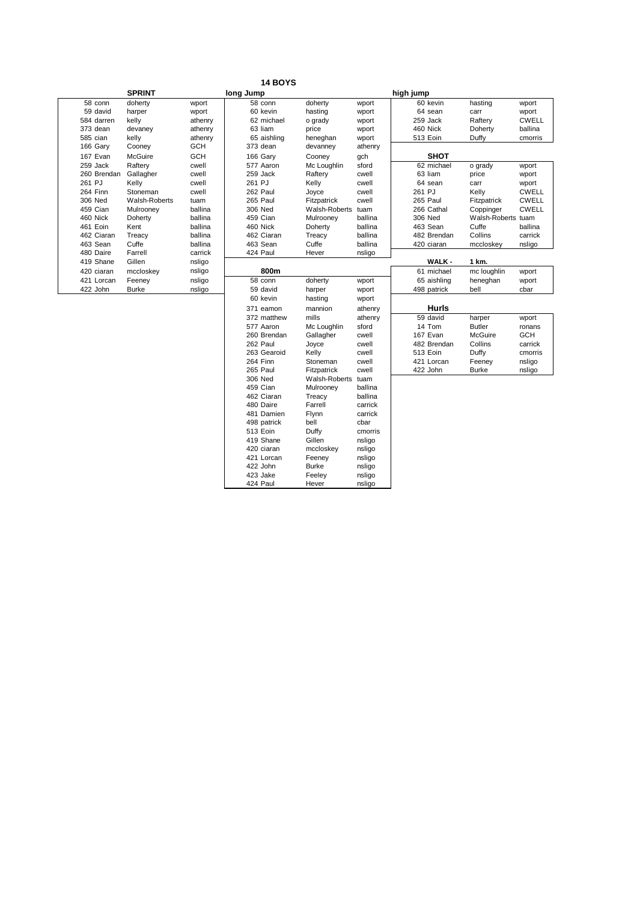# 14 BOYS

## SPRINT

| No. | First name | Surname | Club |
|---|---|---|---|
| 58 | conn | doherty | wport |
| 59 | david | harper | wport |
| 584 | darren | kelly | athenry |
| 373 | dean | devaney | athenry |
| 585 | cian | kelly | athenry |
| 166 | Gary | Cooney | GCH |
| 167 | Evan | McGuire | GCH |
| 259 | Jack | Raftery | cwell |
| 260 | Brendan | Gallagher | cwell |
| 261 | PJ | Kelly | cwell |
| 264 | Finn | Stoneman | cwell |
| 306 | Ned | Walsh-Roberts | tuam |
| 459 | Cian | Mulrooney | ballina |
| 460 | Nick | Doherty | ballina |
| 461 | Eoin | Kent | ballina |
| 462 | Ciaran | Treacy | ballina |
| 463 | Sean | Cuffe | ballina |
| 480 | Daire | Farrell | carrick |
| 419 | Shane | Gillen | nsligo |
| 420 | ciaran | mccloskey | nsligo |
| 421 | Lorcan | Feeney | nsligo |
| 422 | John | Burke | nsligo |

## long Jump

| No. | First name | Surname | Club |
|---|---|---|---|
| 58 | conn | doherty | wport |
| 60 | kevin | hasting | wport |
| 62 | michael | o grady | wport |
| 63 | liam | price | wport |
| 65 | aishling | heneghan | wport |
| 373 | dean | devanney | athenry |
| 166 | Gary | Cooney | gch |
| 577 | Aaron | Mc Loughlin | sford |
| 259 | Jack | Raftery | cwell |
| 261 | PJ | Kelly | cwell |
| 262 | Paul | Joyce | cwell |
| 265 | Paul | Fitzpatrick | cwell |
| 306 | Ned | Walsh-Roberts | tuam |
| 459 | Cian | Mulrooney | ballina |
| 460 | Nick | Doherty | ballina |
| 462 | Ciaran | Treacy | ballina |
| 463 | Sean | Cuffe | ballina |
| 424 | Paul | Hever | nsligo |

## 800m

| No. | First name | Surname | Club |
|---|---|---|---|
| 58 | conn | doherty | wport |
| 59 | david | harper | wport |
| 60 | kevin | hasting | wport |
| 371 | eamon | mannion | athenry |
| 372 | matthew | mills | athenry |
| 577 | Aaron | Mc Loughlin | sford |
| 260 | Brendan | Gallagher | cwell |
| 262 | Paul | Joyce | cwell |
| 263 | Gearoid | Kelly | cwell |
| 264 | Finn | Stoneman | cwell |
| 265 | Paul | Fitzpatrick | cwell |
| 306 | Ned | Walsh-Roberts | tuam |
| 459 | Cian | Mulrooney | ballina |
| 462 | Ciaran | Treacy | ballina |
| 480 | Daire | Farrell | carrick |
| 481 | Damien | Flynn | carrick |
| 498 | patrick | bell | cbar |
| 513 | Eoin | Duffy | cmorris |
| 419 | Shane | Gillen | nsligo |
| 420 | ciaran | mccloskey | nsligo |
| 421 | Lorcan | Feeney | nsligo |
| 422 | John | Burke | nsligo |
| 423 | Jake | Feeley | nsligo |
| 424 | Paul | Hever | nsligo |

## high jump

| No. | First name | Surname | Club |
|---|---|---|---|
| 60 | kevin | hasting | wport |
| 64 | sean | carr | wport |
| 259 | Jack | Raftery | CWELL |
| 460 | Nick | Doherty | ballina |
| 513 | Eoin | Duffy | cmorris |

## SHOT

| No. | First name | Surname | Club |
|---|---|---|---|
| 62 | michael | o grady | wport |
| 63 | liam | price | wport |
| 64 | sean | carr | wport |
| 261 | PJ | Kelly | CWELL |
| 265 | Paul | Fitzpatrick | CWELL |
| 266 | Cathal | Coppinger | CWELL |
| 306 | Ned | Walsh-Roberts | tuam |
| 463 | Sean | Cuffe | ballina |
| 482 | Brendan | Collins | carrick |
| 420 | ciaran | mccloskey | nsligo |

## WALK - 1 km.

| No. | First name | Surname | Club |
|---|---|---|---|
| 61 | michael | mc loughlin | wport |
| 65 | aishling | heneghan | wport |
| 498 | patrick | bell | cbar |

## Hurls

| No. | First name | Surname | Club |
|---|---|---|---|
| 59 | david | harper | wport |
| 14 | Tom | Butler | ronans |
| 167 | Evan | McGuire | GCH |
| 482 | Brendan | Collins | carrick |
| 513 | Eoin | Duffy | cmorris |
| 421 | Lorcan | Feeney | nsligo |
| 422 | John | Burke | nsligo |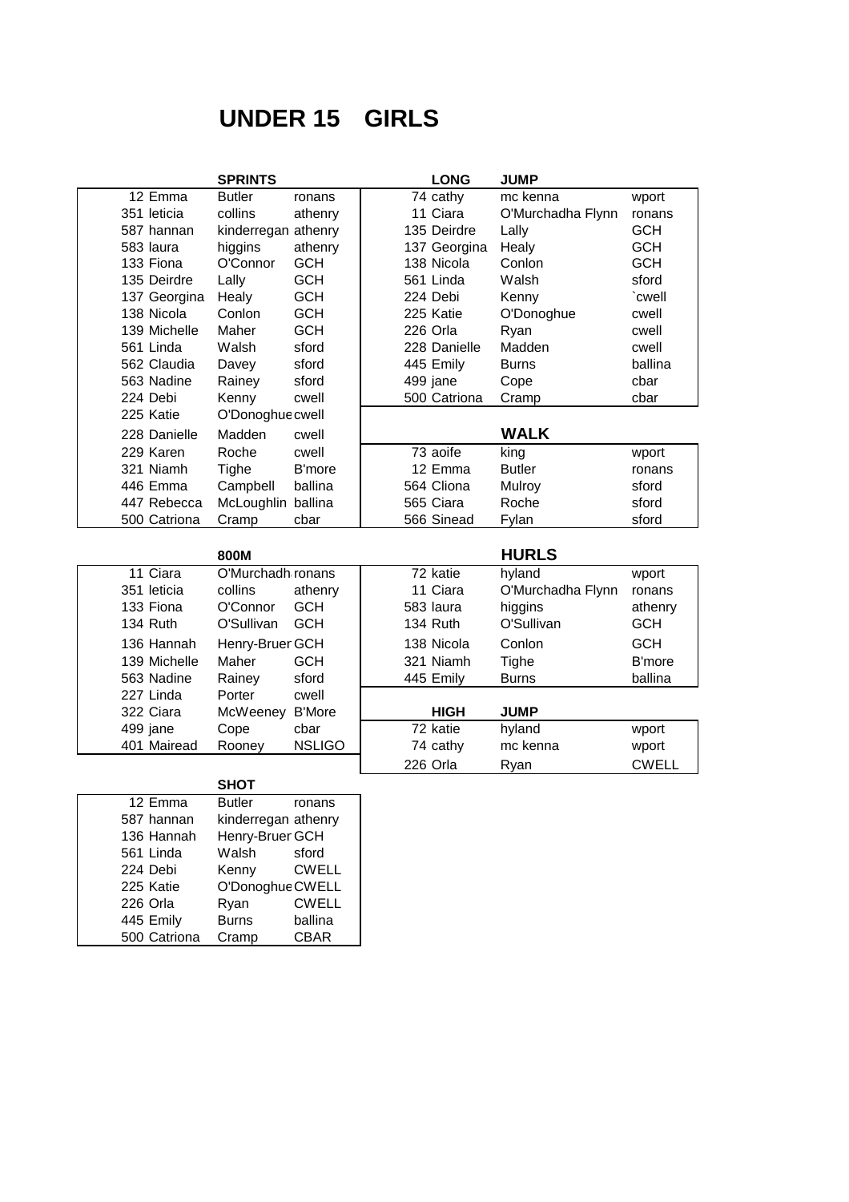# UNDER 15 GIRLS

**SPRINTS**

| No. | Name | Surname | Club |
|---|---|---|---|
| 12 | Emma | Butler | ronans |
| 351 | leticia | collins | athenry |
| 587 | hannan | kinderregan | athenry |
| 583 | laura | higgins | athenry |
| 133 | Fiona | O'Connor | GCH |
| 135 | Deirdre | Lally | GCH |
| 137 | Georgina | Healy | GCH |
| 138 | Nicola | Conlon | GCH |
| 139 | Michelle | Maher | GCH |
| 561 | Linda | Walsh | sford |
| 562 | Claudia | Davey | sford |
| 563 | Nadine | Rainey | sford |
| 224 | Debi | Kenny | cwell |
| 225 | Katie | O'Donoghue | cwell |
| 228 | Danielle | Madden | cwell |
| 229 | Karen | Roche | cwell |
| 321 | Niamh | Tighe | B'more |
| 446 | Emma | Campbell | ballina |
| 447 | Rebecca | McLoughlin | ballina |
| 500 | Catriona | Cramp | cbar |

**LONG JUMP**

| No. | Name | Surname | Club |
|---|---|---|---|
| 74 | cathy | mc kenna | wport |
| 11 | Ciara | O'Murchadha Flynn | ronans |
| 135 | Deirdre | Lally | GCH |
| 137 | Georgina | Healy | GCH |
| 138 | Nicola | Conlon | GCH |
| 561 | Linda | Walsh | sford |
| 224 | Debi | Kenny | `cwell |
| 225 | Katie | O'Donoghue | cwell |
| 226 | Orla | Ryan | cwell |
| 228 | Danielle | Madden | cwell |
| 445 | Emily | Burns | ballina |
| 499 | jane | Cope | cbar |
| 500 | Catriona | Cramp | cbar |

**WALK**

| No. | Name | Surname | Club |
|---|---|---|---|
| 73 | aoife | king | wport |
| 12 | Emma | Butler | ronans |
| 564 | Cliona | Mulroy | sford |
| 565 | Ciara | Roche | sford |
| 566 | Sinead | Fylan | sford |

**800M**

| No. | Name | Surname | Club |
|---|---|---|---|
| 11 | Ciara | O'Murchadh | ronans |
| 351 | leticia | collins | athenry |
| 133 | Fiona | O'Connor | GCH |
| 134 | Ruth | O'Sullivan | GCH |
| 136 | Hannah | Henry-Bruer | GCH |
| 139 | Michelle | Maher | GCH |
| 563 | Nadine | Rainey | sford |
| 227 | Linda | Porter | cwell |
| 322 | Ciara | McWeeney | B'More |
| 499 | jane | Cope | cbar |
| 401 | Mairead | Rooney | NSLIGO |

**HURLS**

| No. | Name | Surname | Club |
|---|---|---|---|
| 72 | katie | hyland | wport |
| 11 | Ciara | O'Murchadha Flynn | ronans |
| 583 | laura | higgins | athenry |
| 134 | Ruth | O'Sullivan | GCH |
| 138 | Nicola | Conlon | GCH |
| 321 | Niamh | Tighe | B'more |
| 445 | Emily | Burns | ballina |

**HIGH JUMP**

| No. | Name | Surname | Club |
|---|---|---|---|
| 72 | katie | hyland | wport |
| 74 | cathy | mc kenna | wport |
| 226 | Orla | Ryan | CWELL |

**SHOT**

| No. | Name | Surname | Club |
|---|---|---|---|
| 12 | Emma | Butler | ronans |
| 587 | hannan | kinderregan | athenry |
| 136 | Hannah | Henry-Bruer | GCH |
| 561 | Linda | Walsh | sford |
| 224 | Debi | Kenny | CWELL |
| 225 | Katie | O'Donoghue | CWELL |
| 226 | Orla | Ryan | CWELL |
| 445 | Emily | Burns | ballina |
| 500 | Catriona | Cramp | CBAR |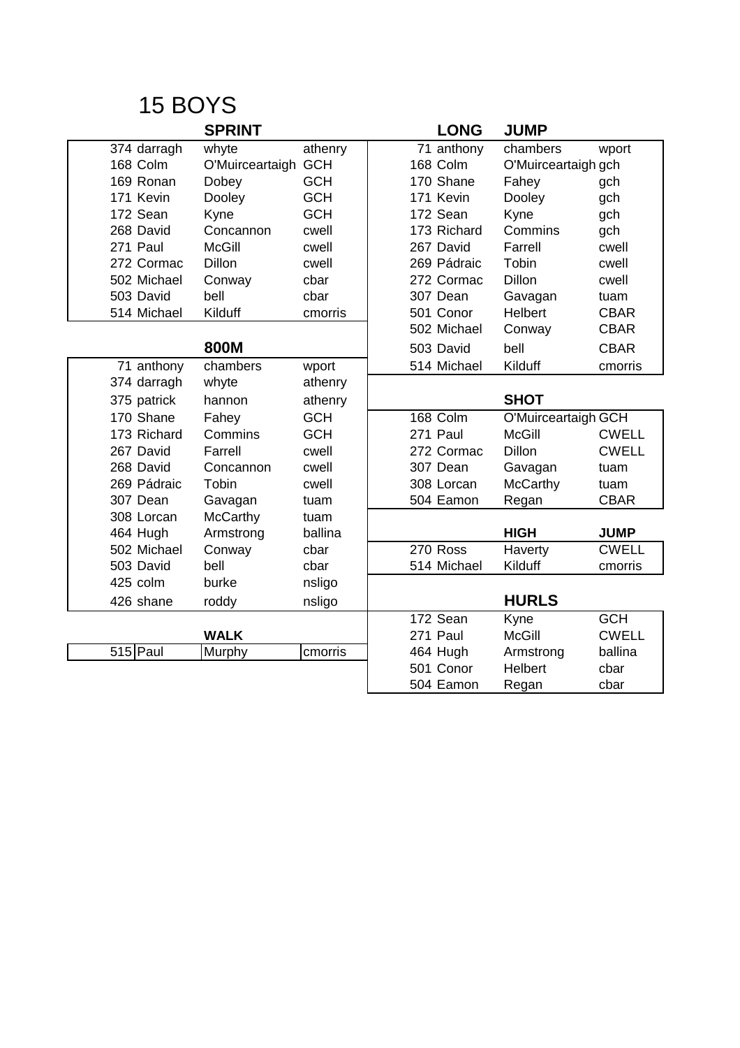# 15 BOYS

## SPRINT

| | | | |
|---|---|---|---|
| 374 | darragh | whyte | athenry |
| 168 | Colm | O'Muirceartaigh | GCH |
| 169 | Ronan | Dobey | GCH |
| 171 | Kevin | Dooley | GCH |
| 172 | Sean | Kyne | GCH |
| 268 | David | Concannon | cwell |
| 271 | Paul | McGill | cwell |
| 272 | Cormac | Dillon | cwell |
| 502 | Michael | Conway | cbar |
| 503 | David | bell | cbar |
| 514 | Michael | Kilduff | cmorris |

## 800M

| | | | |
|---|---|---|---|
| 71 | anthony | chambers | wport |
| 374 | darragh | whyte | athenry |
| 375 | patrick | hannon | athenry |
| 170 | Shane | Fahey | GCH |
| 173 | Richard | Commins | GCH |
| 267 | David | Farrell | cwell |
| 268 | David | Concannon | cwell |
| 269 | Pádraic | Tobin | cwell |
| 307 | Dean | Gavagan | tuam |
| 308 | Lorcan | McCarthy | tuam |
| 464 | Hugh | Armstrong | ballina |
| 502 | Michael | Conway | cbar |
| 503 | David | bell | cbar |
| 425 | colm | burke | nsligo |
| 426 | shane | roddy | nsligo |

## WALK

| | | | |
|---|---|---|---|
| 515 | Paul | Murphy | cmorris |

## LONG JUMP

| | | | |
|---|---|---|---|
| 71 | anthony | chambers | wport |
| 168 | Colm | O'Muirceartaigh | gch |
| 170 | Shane | Fahey | gch |
| 171 | Kevin | Dooley | gch |
| 172 | Sean | Kyne | gch |
| 173 | Richard | Commins | gch |
| 267 | David | Farrell | cwell |
| 269 | Pádraic | Tobin | cwell |
| 272 | Cormac | Dillon | cwell |
| 307 | Dean | Gavagan | tuam |
| 501 | Conor | Helbert | CBAR |
| 502 | Michael | Conway | CBAR |
| 503 | David | bell | CBAR |
| 514 | Michael | Kilduff | cmorris |

## SHOT

| | | | |
|---|---|---|---|
| 168 | Colm | O'Muirceartaigh | GCH |
| 271 | Paul | McGill | CWELL |
| 272 | Cormac | Dillon | CWELL |
| 307 | Dean | Gavagan | tuam |
| 308 | Lorcan | McCarthy | tuam |
| 504 | Eamon | Regan | CBAR |

## HIGH JUMP

| | | | |
|---|---|---|---|
| 270 | Ross | Haverty | CWELL |
| 514 | Michael | Kilduff | cmorris |

## HURLS

| | | | |
|---|---|---|---|
| 172 | Sean | Kyne | GCH |
| 271 | Paul | McGill | CWELL |
| 464 | Hugh | Armstrong | ballina |
| 501 | Conor | Helbert | cbar |
| 504 | Eamon | Regan | cbar |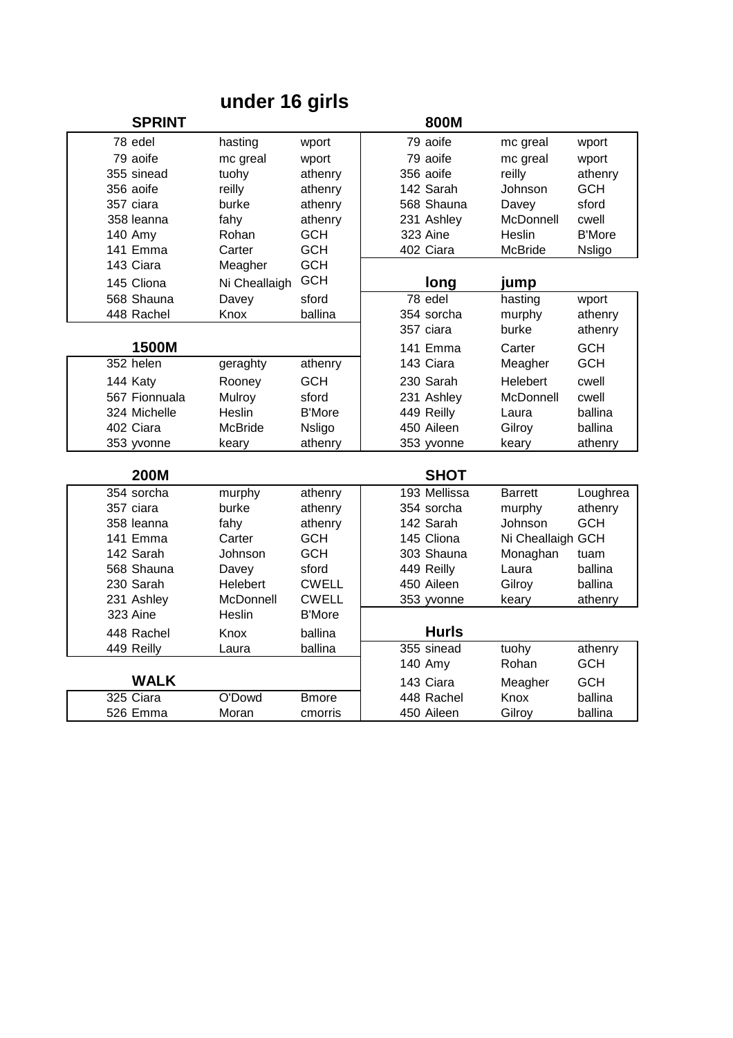# under 16 girls

## SPRINT

| | | | |
|---|---|---|---|
| 78 | edel | hasting | wport |
| 79 | aoife | mc greal | wport |
| 355 | sinead | tuohy | athenry |
| 356 | aoife | reilly | athenry |
| 357 | ciara | burke | athenry |
| 358 | leanna | fahy | athenry |
| 140 | Amy | Rohan | GCH |
| 141 | Emma | Carter | GCH |
| 143 | Ciara | Meagher | GCH |
| 145 | Cliona | Ni Cheallaigh | GCH |
| 568 | Shauna | Davey | sford |
| 448 | Rachel | Knox | ballina |

## 800M

| | | | |
|---|---|---|---|
| 79 | aoife | mc greal | wport |
| 79 | aoife | mc greal | wport |
| 356 | aoife | reilly | athenry |
| 142 | Sarah | Johnson | GCH |
| 568 | Shauna | Davey | sford |
| 231 | Ashley | McDonnell | cwell |
| 323 | Aine | Heslin | B'More |
| 402 | Ciara | McBride | Nsligo |

## long jump

| | | | |
|---|---|---|---|
| 78 | edel | hasting | wport |
| 354 | sorcha | murphy | athenry |
| 357 | ciara | burke | athenry |
| 141 | Emma | Carter | GCH |
| 143 | Ciara | Meagher | GCH |
| 230 | Sarah | Helebert | cwell |
| 231 | Ashley | McDonnell | cwell |
| 449 | Reilly | Laura | ballina |
| 450 | Aileen | Gilroy | ballina |
| 353 | yvonne | keary | athenry |

## 1500M

| | | | |
|---|---|---|---|
| 352 | helen | geraghty | athenry |
| 144 | Katy | Rooney | GCH |
| 567 | Fionnuala | Mulroy | sford |
| 324 | Michelle | Heslin | B'More |
| 402 | Ciara | McBride | Nsligo |
| 353 | yvonne | keary | athenry |

## 200M

| | | | |
|---|---|---|---|
| 354 | sorcha | murphy | athenry |
| 357 | ciara | burke | athenry |
| 358 | leanna | fahy | athenry |
| 141 | Emma | Carter | GCH |
| 142 | Sarah | Johnson | GCH |
| 568 | Shauna | Davey | sford |
| 230 | Sarah | Helebert | CWELL |
| 231 | Ashley | McDonnell | CWELL |
| 323 | Aine | Heslin | B'More |
| 448 | Rachel | Knox | ballina |
| 449 | Reilly | Laura | ballina |

## SHOT

| | | | |
|---|---|---|---|
| 193 | Mellissa | Barrett | Loughrea |
| 354 | sorcha | murphy | athenry |
| 142 | Sarah | Johnson | GCH |
| 145 | Cliona | Ni Cheallaigh | GCH |
| 303 | Shauna | Monaghan | tuam |
| 449 | Reilly | Laura | ballina |
| 450 | Aileen | Gilroy | ballina |
| 353 | yvonne | keary | athenry |

## WALK

| | | | |
|---|---|---|---|
| 325 | Ciara | O'Dowd | Bmore |
| 526 | Emma | Moran | cmorris |

## Hurls

| | | | |
|---|---|---|---|
| 355 | sinead | tuohy | athenry |
| 140 | Amy | Rohan | GCH |
| 143 | Ciara | Meagher | GCH |
| 448 | Rachel | Knox | ballina |
| 450 | Aileen | Gilroy | ballina |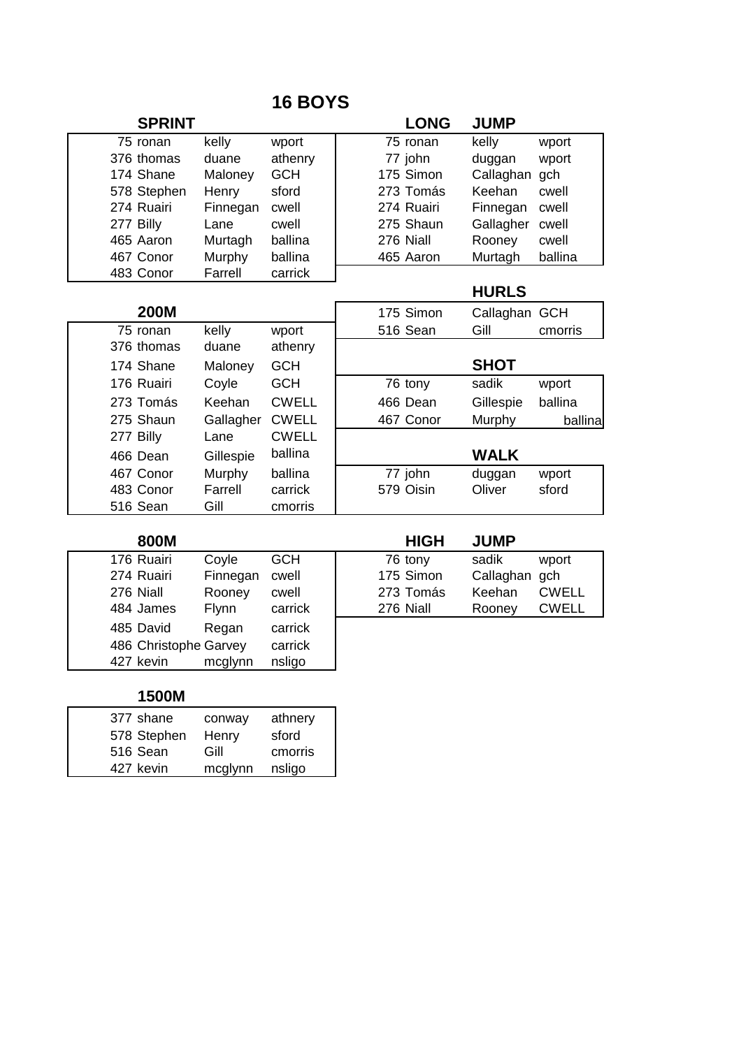# 16 BOYS

### SPRINT

| No. | First Name | Surname | Club |
|---|---|---|---|
| 75 | ronan | kelly | wport |
| 376 | thomas | duane | athenry |
| 174 | Shane | Maloney | GCH |
| 578 | Stephen | Henry | sford |
| 274 | Ruairi | Finnegan | cwell |
| 277 | Billy | Lane | cwell |
| 465 | Aaron | Murtagh | ballina |
| 467 | Conor | Murphy | ballina |
| 483 | Conor | Farrell | carrick |

### 200M

| No. | First Name | Surname | Club |
|---|---|---|---|
| 75 | ronan | kelly | wport |
| 376 | thomas | duane | athenry |
| 174 | Shane | Maloney | GCH |
| 176 | Ruairi | Coyle | GCH |
| 273 | Tomás | Keehan | CWELL |
| 275 | Shaun | Gallagher | CWELL |
| 277 | Billy | Lane | CWELL |
| 466 | Dean | Gillespie | ballina |
| 467 | Conor | Murphy | ballina |
| 483 | Conor | Farrell | carrick |
| 516 | Sean | Gill | cmorris |

### 800M

| No. | First Name | Surname | Club |
|---|---|---|---|
| 176 | Ruairi | Coyle | GCH |
| 274 | Ruairi | Finnegan | cwell |
| 276 | Niall | Rooney | cwell |
| 484 | James | Flynn | carrick |
| 485 | David | Regan | carrick |
| 486 | Christophe | Garvey | carrick |
| 427 | kevin | mcglynn | nsligo |

### 1500M

| No. | First Name | Surname | Club |
|---|---|---|---|
| 377 | shane | conway | athnery |
| 578 | Stephen | Henry | sford |
| 516 | Sean | Gill | cmorris |
| 427 | kevin | mcglynn | nsligo |

### LONG JUMP

| No. | First Name | Surname | Club |
|---|---|---|---|
| 75 | ronan | kelly | wport |
| 77 | john | duggan | wport |
| 175 | Simon | Callaghan | gch |
| 273 | Tomás | Keehan | cwell |
| 274 | Ruairi | Finnegan | cwell |
| 275 | Shaun | Gallagher | cwell |
| 276 | Niall | Rooney | cwell |
| 465 | Aaron | Murtagh | ballina |

### HURLS

| No. | First Name | Surname | Club |
|---|---|---|---|
| 175 | Simon | Callaghan | GCH |
| 516 | Sean | Gill | cmorris |

### SHOT

| No. | First Name | Surname | Club |
|---|---|---|---|
| 76 | tony | sadik | wport |
| 466 | Dean | Gillespie | ballina |
| 467 | Conor | Murphy | ballina |

### WALK

| No. | First Name | Surname | Club |
|---|---|---|---|
| 77 | john | duggan | wport |
| 579 | Oisin | Oliver | sford |

### HIGH JUMP

| No. | First Name | Surname | Club |
|---|---|---|---|
| 76 | tony | sadik | wport |
| 175 | Simon | Callaghan | gch |
| 273 | Tomás | Keehan | CWELL |
| 276 | Niall | Rooney | CWELL |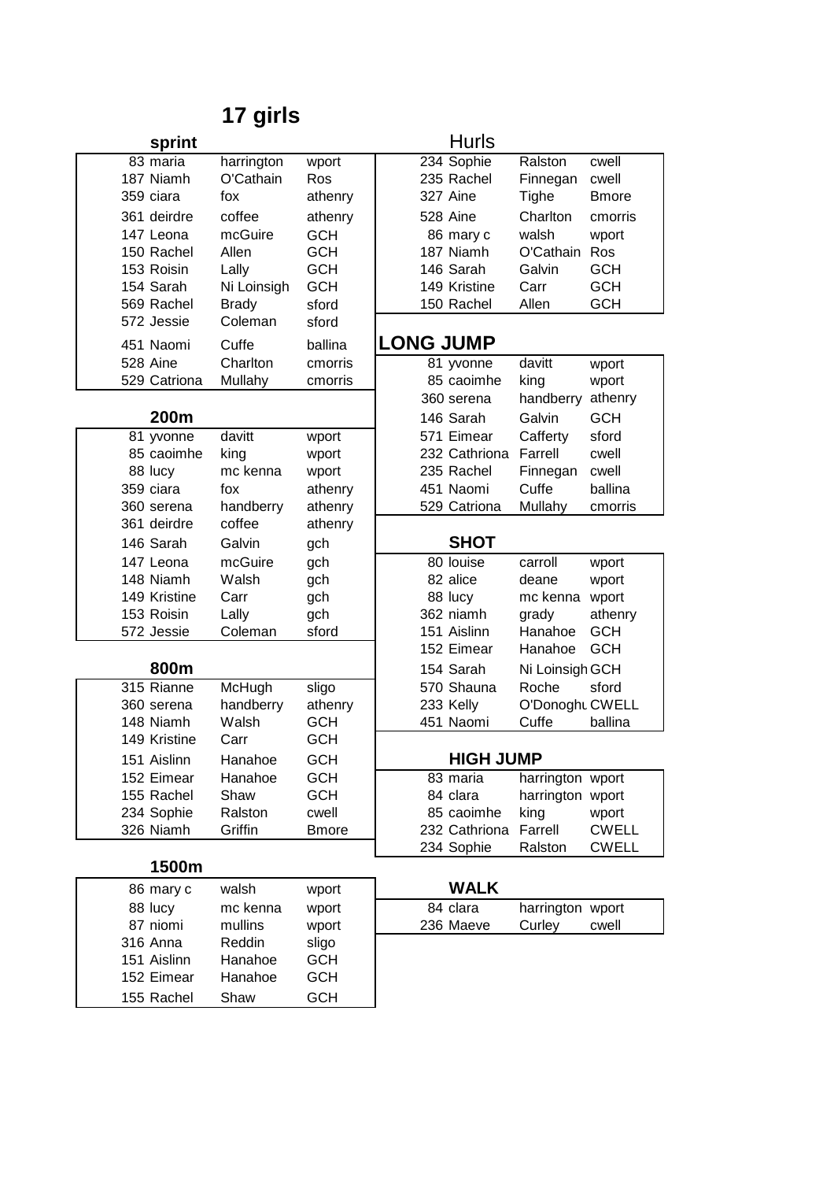# 17 girls

### sprint

| No. | First name | Surname | Club |
|---|---|---|---|
| 83 | maria | harrington | wport |
| 187 | Niamh | O'Cathain | Ros |
| 359 | ciara | fox | athenry |
| 361 | deirdre | coffee | athenry |
| 147 | Leona | mcGuire | GCH |
| 150 | Rachel | Allen | GCH |
| 153 | Roisin | Lally | GCH |
| 154 | Sarah | Ni Loinsigh | GCH |
| 569 | Rachel | Brady | sford |
| 572 | Jessie | Coleman | sford |
| 451 | Naomi | Cuffe | ballina |
| 528 | Aine | Charlton | cmorris |
| 529 | Catriona | Mullahy | cmorris |

### 200m

| No. | First name | Surname | Club |
|---|---|---|---|
| 81 | yvonne | davitt | wport |
| 85 | caoimhe | king | wport |
| 88 | lucy | mc kenna | wport |
| 359 | ciara | fox | athenry |
| 360 | serena | handberry | athenry |
| 361 | deirdre | coffee | athenry |
| 146 | Sarah | Galvin | gch |
| 147 | Leona | mcGuire | gch |
| 148 | Niamh | Walsh | gch |
| 149 | Kristine | Carr | gch |
| 153 | Roisin | Lally | gch |
| 572 | Jessie | Coleman | sford |

### 800m

| No. | First name | Surname | Club |
|---|---|---|---|
| 315 | Rianne | McHugh | sligo |
| 360 | serena | handberry | athenry |
| 148 | Niamh | Walsh | GCH |
| 149 | Kristine | Carr | GCH |
| 151 | Aislinn | Hanahoe | GCH |
| 152 | Eimear | Hanahoe | GCH |
| 155 | Rachel | Shaw | GCH |
| 234 | Sophie | Ralston | cwell |
| 326 | Niamh | Griffin | Bmore |

### 1500m

| No. | First name | Surname | Club |
|---|---|---|---|
| 86 | mary c | walsh | wport |
| 88 | lucy | mc kenna | wport |
| 87 | niomi | mullins | wport |
| 316 | Anna | Reddin | sligo |
| 151 | Aislinn | Hanahoe | GCH |
| 152 | Eimear | Hanahoe | GCH |
| 155 | Rachel | Shaw | GCH |

### Hurls

| No. | First name | Surname | Club |
|---|---|---|---|
| 234 | Sophie | Ralston | cwell |
| 235 | Rachel | Finnegan | cwell |
| 327 | Aine | Tighe | Bmore |
| 528 | Aine | Charlton | cmorris |
| 86 | mary c | walsh | wport |
| 187 | Niamh | O'Cathain | Ros |
| 146 | Sarah | Galvin | GCH |
| 149 | Kristine | Carr | GCH |
| 150 | Rachel | Allen | GCH |

### LONG JUMP

| No. | First name | Surname | Club |
|---|---|---|---|
| 81 | yvonne | davitt | wport |
| 85 | caoimhe | king | wport |
| 360 | serena | handberry | athenry |
| 146 | Sarah | Galvin | GCH |
| 571 | Eimear | Cafferty | sford |
| 232 | Cathriona | Farrell | cwell |
| 235 | Rachel | Finnegan | cwell |
| 451 | Naomi | Cuffe | ballina |
| 529 | Catriona | Mullahy | cmorris |

### SHOT

| No. | First name | Surname | Club |
|---|---|---|---|
| 80 | louise | carroll | wport |
| 82 | alice | deane | wport |
| 88 | lucy | mc kenna | wport |
| 362 | niamh | grady | athenry |
| 151 | Aislinn | Hanahoe | GCH |
| 152 | Eimear | Hanahoe | GCH |
| 154 | Sarah | Ni Loinsigh | GCH |
| 570 | Shauna | Roche | sford |
| 233 | Kelly | O'Donoghu | CWELL |
| 451 | Naomi | Cuffe | ballina |

### HIGH JUMP

| No. | First name | Surname | Club |
|---|---|---|---|
| 83 | maria | harrington | wport |
| 84 | clara | harrington | wport |
| 85 | caoimhe | king | wport |
| 232 | Cathriona | Farrell | CWELL |
| 234 | Sophie | Ralston | CWELL |

### WALK

| No. | First name | Surname | Club |
|---|---|---|---|
| 84 | clara | harrington | wport |
| 236 | Maeve | Curley | cwell |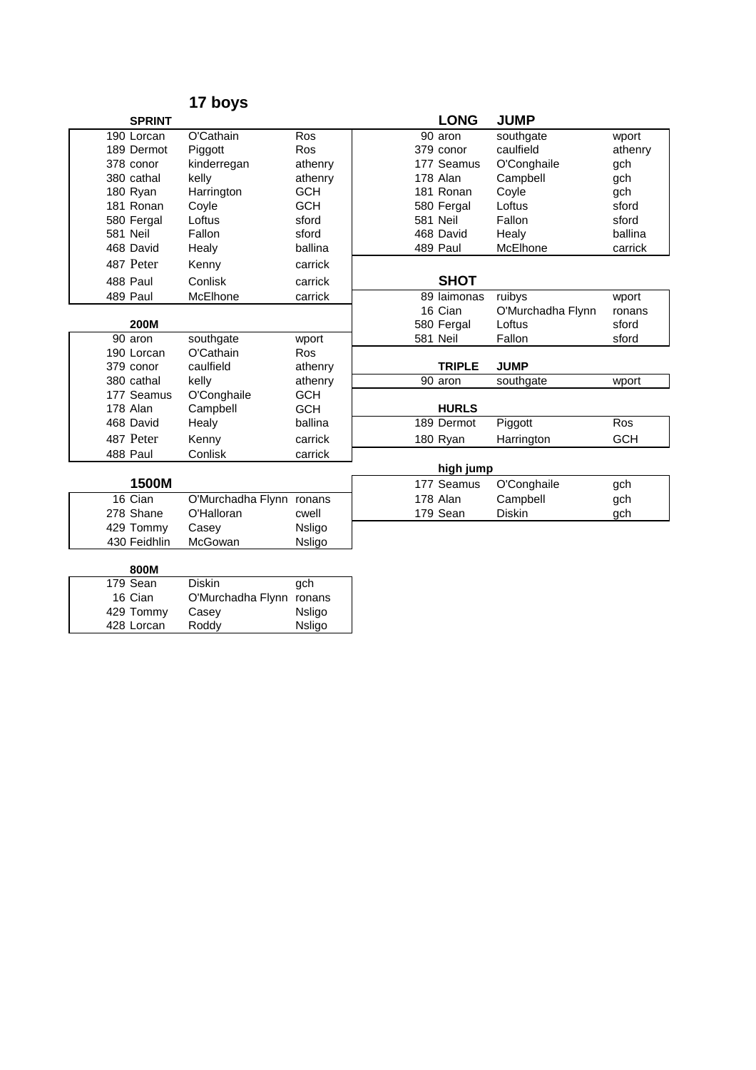# 17 boys

### SPRINT

| No. | First name | Surname | Club |
|---|---|---|---|
| 190 | Lorcan | O'Cathain | Ros |
| 189 | Dermot | Piggott | Ros |
| 378 | conor | kinderregan | athenry |
| 380 | cathal | kelly | athenry |
| 180 | Ryan | Harrington | GCH |
| 181 | Ronan | Coyle | GCH |
| 580 | Fergal | Loftus | sford |
| 581 | Neil | Fallon | sford |
| 468 | David | Healy | ballina |
| 487 | Peter | Kenny | carrick |
| 488 | Paul | Conlisk | carrick |
| 489 | Paul | McElhone | carrick |

### 200M

| No. | First name | Surname | Club |
|---|---|---|---|
| 90 | aron | southgate | wport |
| 190 | Lorcan | O'Cathain | Ros |
| 379 | conor | caulfield | athenry |
| 380 | cathal | kelly | athenry |
| 177 | Seamus | O'Conghaile | GCH |
| 178 | Alan | Campbell | GCH |
| 468 | David | Healy | ballina |
| 487 | Peter | Kenny | carrick |
| 488 | Paul | Conlisk | carrick |

### 1500M

| No. | First name | Surname | Club |
|---|---|---|---|
| 16 | Cian | O'Murchadha Flynn | ronans |
| 278 | Shane | O'Halloran | cwell |
| 429 | Tommy | Casey | Nsligo |
| 430 | Feidhlin | McGowan | Nsligo |

### 800M

| No. | First name | Surname | Club |
|---|---|---|---|
| 179 | Sean | Diskin | gch |
| 16 | Cian | O'Murchadha Flynn | ronans |
| 429 | Tommy | Casey | Nsligo |
| 428 | Lorcan | Roddy | Nsligo |

### LONG JUMP

| No. | First name | Surname | Club |
|---|---|---|---|
| 90 | aron | southgate | wport |
| 379 | conor | caulfield | athenry |
| 177 | Seamus | O'Conghaile | gch |
| 178 | Alan | Campbell | gch |
| 181 | Ronan | Coyle | gch |
| 580 | Fergal | Loftus | sford |
| 581 | Neil | Fallon | sford |
| 468 | David | Healy | ballina |
| 489 | Paul | McElhone | carrick |

### SHOT

| No. | First name | Surname | Club |
|---|---|---|---|
| 89 | laimonas | ruibys | wport |
| 16 | Cian | O'Murchadha Flynn | ronans |
| 580 | Fergal | Loftus | sford |
| 581 | Neil | Fallon | sford |

### TRIPLE JUMP

| No. | First name | Surname | Club |
|---|---|---|---|
| 90 | aron | southgate | wport |

### HURLS

| No. | First name | Surname | Club |
|---|---|---|---|
| 189 | Dermot | Piggott | Ros |
| 180 | Ryan | Harrington | GCH |

### high jump

| No. | First name | Surname | Club |
|---|---|---|---|
| 177 | Seamus | O'Conghaile | gch |
| 178 | Alan | Campbell | gch |
| 179 | Sean | Diskin | gch |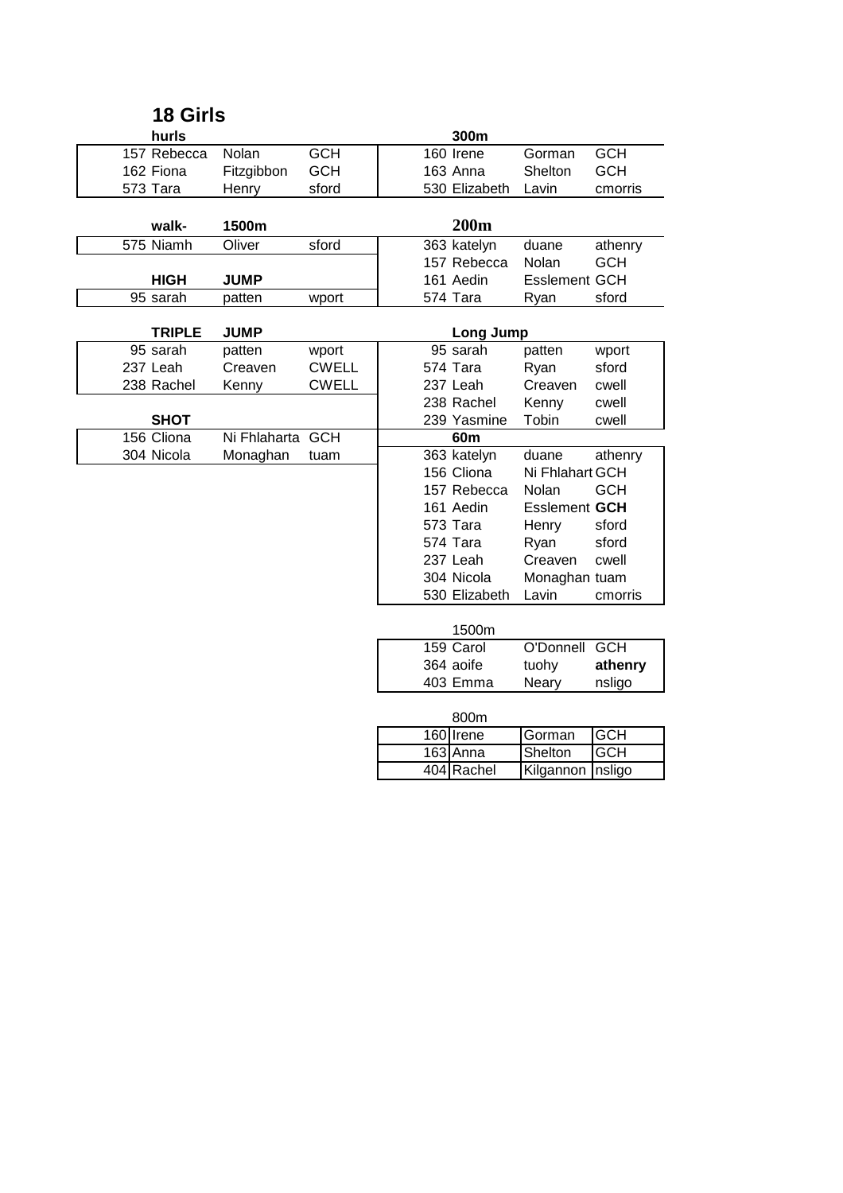# 18 Girls

**hurls**

| | | | |
|---|---|---|---|
| 157 | Rebecca | Nolan | GCH |
| 162 | Fiona | Fitzgibbon | GCH |
| 573 | Tara | Henry | sford |

**300m**

| | | | |
|---|---|---|---|
| 160 | Irene | Gorman | GCH |
| 163 | Anna | Shelton | GCH |
| 530 | Elizabeth | Lavin | cmorris |

**walk- 1500m**

| | | | |
|---|---|---|---|
| 575 | Niamh | Oliver | sford |

**200m**

| | | | |
|---|---|---|---|
| 363 | katelyn | duane | athenry |
| 157 | Rebecca | Nolan | GCH |
| 161 | Aedin | Esslement | GCH |
| 574 | Tara | Ryan | sford |

**HIGH JUMP**

| | | | |
|---|---|---|---|
| 95 | sarah | patten | wport |

**TRIPLE JUMP**

| | | | |
|---|---|---|---|
| 95 | sarah | patten | wport |
| 237 | Leah | Creaven | CWELL |
| 238 | Rachel | Kenny | CWELL |

**Long Jump**

| | | | |
|---|---|---|---|
| 95 | sarah | patten | wport |
| 574 | Tara | Ryan | sford |
| 237 | Leah | Creaven | cwell |
| 238 | Rachel | Kenny | cwell |
| 239 | Yasmine | Tobin | cwell |

**SHOT**

| | | | |
|---|---|---|---|
| 156 | Cliona | Ni Fhlaharta | GCH |
| 304 | Nicola | Monaghan | tuam |

**60m**

| | | | |
|---|---|---|---|
| 363 | katelyn | duane | athenry |
| 156 | Cliona | Ni Fhlahart | GCH |
| 157 | Rebecca | Nolan | GCH |
| 161 | Aedin | Esslement | **GCH** |
| 573 | Tara | Henry | sford |
| 574 | Tara | Ryan | sford |
| 237 | Leah | Creaven | cwell |
| 304 | Nicola | Monaghan | tuam |
| 530 | Elizabeth | Lavin | cmorris |

1500m

| | | | |
|---|---|---|---|
| 159 | Carol | O'Donnell | GCH |
| 364 | aoife | tuohy | **athenry** |
| 403 | Emma | Neary | nsligo |

800m

| | | | |
|---|---|---|---|
| 160 | Irene | Gorman | GCH |
| 163 | Anna | Shelton | GCH |
| 404 | Rachel | Kilgannon | nsligo |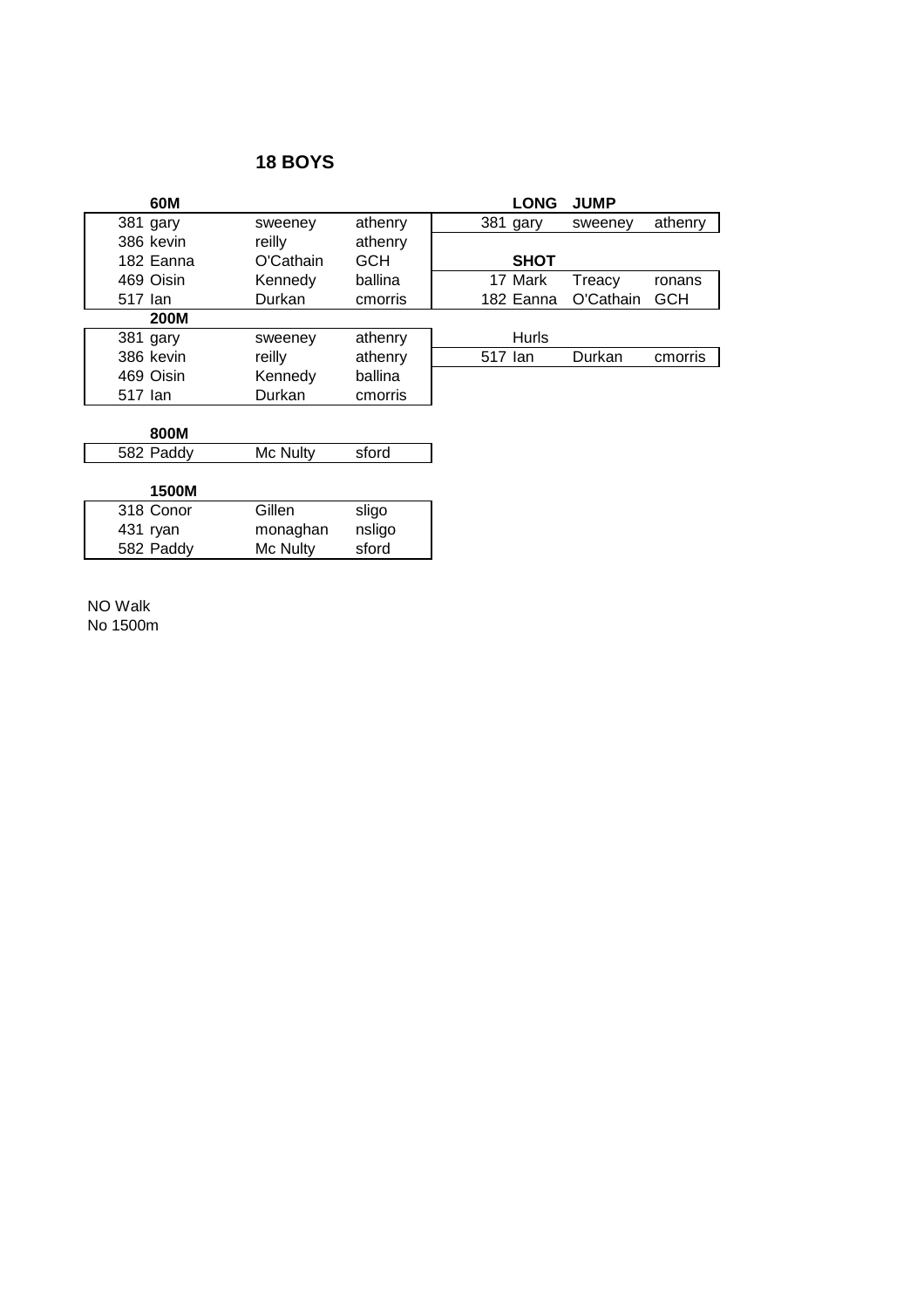# 18 BOYS

**60M**

| | | | |
|---|---|---|---|
| 381 | gary | sweeney | athenry |
| 386 | kevin | reilly | athenry |
| 182 | Eanna | O'Cathain | GCH |
| 469 | Oisin | Kennedy | ballina |
| 517 | Ian | Durkan | cmorris |

**200M**

| | | | |
|---|---|---|---|
| 381 | gary | sweeney | athenry |
| 386 | kevin | reilly | athenry |
| 469 | Oisin | Kennedy | ballina |
| 517 | Ian | Durkan | cmorris |

**800M**

| | | | |
|---|---|---|---|
| 582 | Paddy | Mc Nulty | sford |

**1500M**

| | | | |
|---|---|---|---|
| 318 | Conor | Gillen | sligo |
| 431 | ryan | monaghan | nsligo |
| 582 | Paddy | Mc Nulty | sford |

**LONG JUMP**

| | | | |
|---|---|---|---|
| 381 | gary | sweeney | athenry |

**SHOT**

| | | | |
|---|---|---|---|
| 17 | Mark | Treacy | ronans |
| 182 | Eanna | O'Cathain | GCH |

Hurls

| | | | |
|---|---|---|---|
| 517 | Ian | Durkan | cmorris |

NO Walk
No 1500m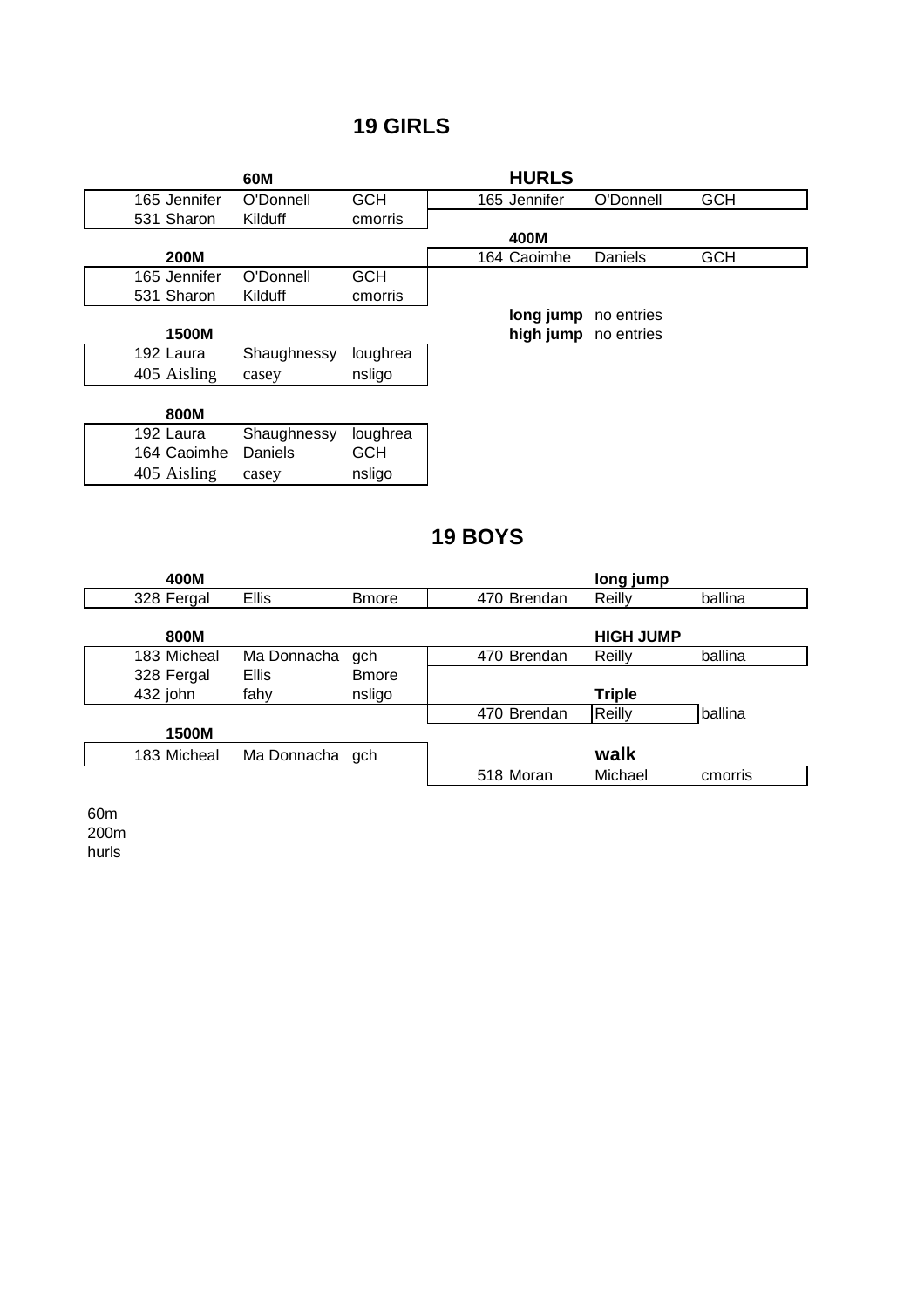# 19 GIRLS

**60M**

| | | |
|---|---|---|
| 165 Jennifer | O'Donnell | GCH |
| 531 Sharon | Kilduff | cmorris |

**200M**

| | | |
|---|---|---|
| 165 Jennifer | O'Donnell | GCH |
| 531 Sharon | Kilduff | cmorris |

**1500M**

| | | |
|---|---|---|
| 192 Laura | Shaughnessy | loughrea |
| 405 Aisling | casey | nsligo |

**800M**

| | | |
|---|---|---|
| 192 Laura | Shaughnessy | loughrea |
| 164 Caoimhe | Daniels | GCH |
| 405 Aisling | casey | nsligo |

**HURLS**

| | | |
|---|---|---|
| 165 Jennifer | O'Donnell | GCH |

**400M**

| | | |
|---|---|---|
| 164 Caoimhe | Daniels | GCH |

**long jump** no entries

**high jump** no entries

# 19 BOYS

**400M**

| | | |
|---|---|---|
| 328 Fergal | Ellis | Bmore |

**800M**

| | | |
|---|---|---|
| 183 Micheal | Ma Donnacha | gch |
| 328 Fergal | Ellis | Bmore |
| 432 john | fahy | nsligo |

**1500M**

| | | |
|---|---|---|
| 183 Micheal | Ma Donnacha | gch |

**long jump**

| | | |
|---|---|---|
| 470 Brendan | Reilly | ballina |

**HIGH JUMP**

| | | |
|---|---|---|
| 470 Brendan | Reilly | ballina |

**Triple**

| | | |
|---|---|---|
| 470 Brendan | Reilly | ballina |

**walk**

| | | |
|---|---|---|
| 518 Moran | Michael | cmorris |

60m
200m
hurls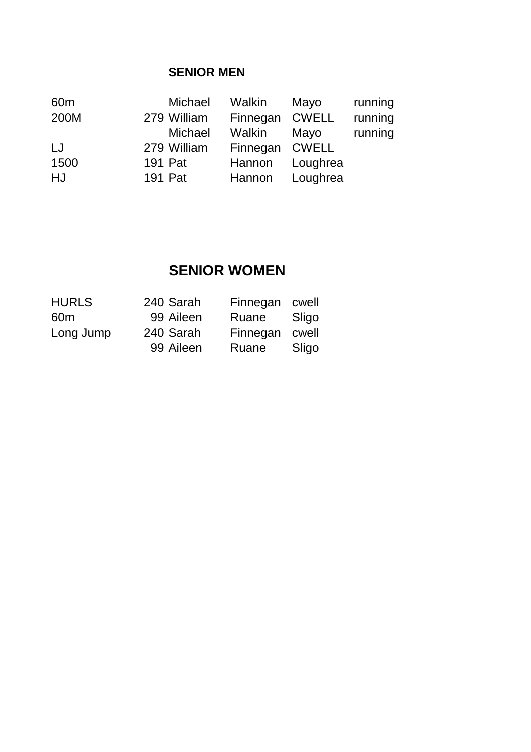## SENIOR MEN

| | | | | | |
|---|---|---|---|---|---|
| 60m | | Michael | Walkin | Mayo | running |
| 200M | 279 | William | Finnegan | CWELL | running |
| | | Michael | Walkin | Mayo | running |
| LJ | 279 | William | Finnegan | CWELL | |
| 1500 | 191 | Pat | Hannon | Loughrea | |
| HJ | 191 | Pat | Hannon | Loughrea | |

## SENIOR WOMEN

| | | | | |
|---|---|---|---|---|
| HURLS | 240 | Sarah | Finnegan | cwell |
| 60m | 99 | Aileen | Ruane | Sligo |
| Long Jump | 240 | Sarah | Finnegan | cwell |
| | 99 | Aileen | Ruane | Sligo |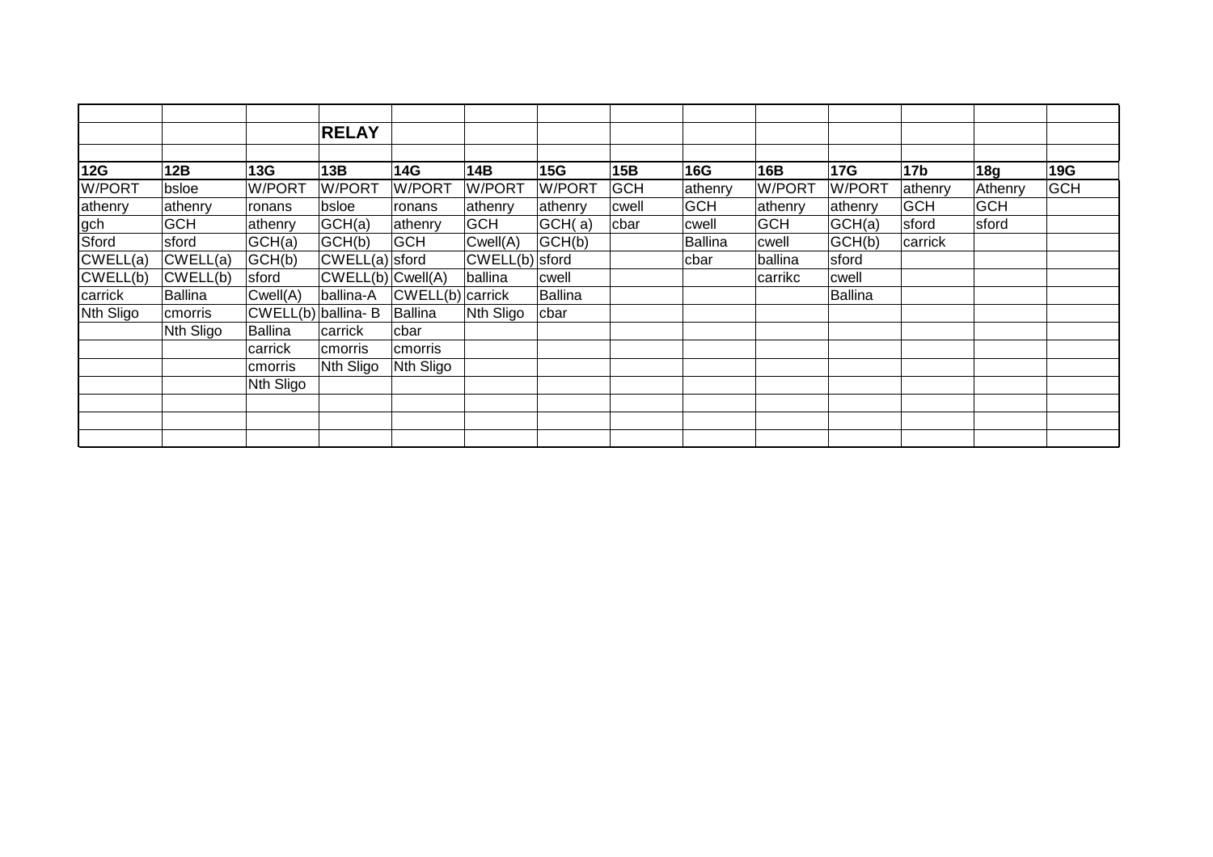| | | | | | | | | | | | | | |
|---|---|---|---|---|---|---|---|---|---|---|---|---|---|
| | | | **RELAY** | | | | | | | | | | |
| **12G** | **12B** | **13G** | **13B** | **14G** | **14B** | **15G** | **15B** | **16G** | **16B** | **17G** | **17b** | **18g** | **19G** |
| W/PORT | bsloe | W/PORT | W/PORT | W/PORT | W/PORT | W/PORT | GCH | athenry | W/PORT | W/PORT | athenry | Athenry | GCH |
| athenry | athenry | ronans | bsloe | ronans | athenry | athenry | cwell | GCH | athenry | athenry | GCH | GCH | |
| gch | GCH | athenry | GCH(a) | athenry | GCH | GCH( a) | cbar | cwell | GCH | GCH(a) | sford | sford | |
| Sford | sford | GCH(a) | GCH(b) | GCH | Cwell(A) | GCH(b) | | Ballina | cwell | GCH(b) | carrick | | |
| CWELL(a) | CWELL(a) | GCH(b) | CWELL(a) | sford | CWELL(b) | sford | | cbar | ballina | sford | | | |
| CWELL(b) | CWELL(b) | sford | CWELL(b) | Cwell(A) | ballina | cwell | | | carrikc | cwell | | | |
| carrick | Ballina | Cwell(A) | ballina-A | CWELL(b) | carrick | Ballina | | | | Ballina | | | |
| Nth Sligo | cmorris | CWELL(b) | ballina- B | Ballina | Nth Sligo | cbar | | | | | | | |
| | Nth Sligo | Ballina | carrick | cbar | | | | | | | | | |
| | | carrick | cmorris | cmorris | | | | | | | | | |
| | | cmorris | Nth Sligo | Nth Sligo | | | | | | | | | |
| | | Nth Sligo | | | | | | | | | | | |